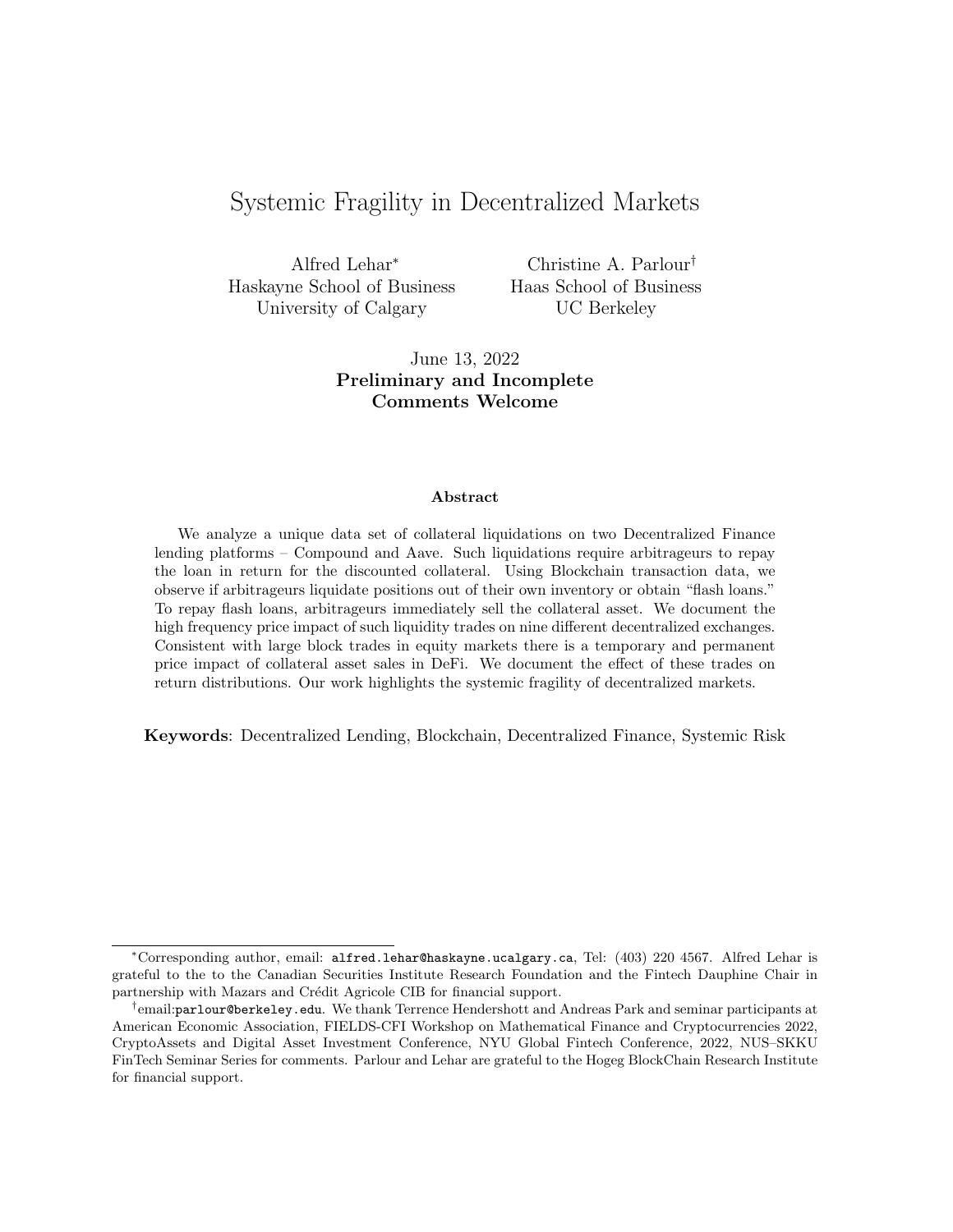# Systemic Fragility in Decentralized Markets

Alfred Lehar[*]
Haskayne School of Business
University of Calgary

Christine A. Parlour[†]
Haas School of Business
UC Berkeley

June 13, 2022
**Preliminary and Incomplete**
**Comments Welcome**

#### Abstract

We analyze a unique data set of collateral liquidations on two Decentralized Finance lending platforms – Compound and Aave. Such liquidations require arbitrageurs to repay the loan in return for the discounted collateral. Using Blockchain transaction data, we observe if arbitrageurs liquidate positions out of their own inventory or obtain "flash loans." To repay flash loans, arbitrageurs immediately sell the collateral asset. We document the high frequency price impact of such liquidity trades on nine different decentralized exchanges. Consistent with large block trades in equity markets there is a temporary and permanent price impact of collateral asset sales in DeFi. We document the effect of these trades on return distributions. Our work highlights the systemic fragility of decentralized markets.

**Keywords**: Decentralized Lending, Blockchain, Decentralized Finance, Systemic Risk

---

[*]Corresponding author, email: `alfred.lehar@haskayne.ucalgary.ca`, Tel: (403) 220 4567. Alfred Lehar is grateful to the to the Canadian Securities Institute Research Foundation and the Fintech Dauphine Chair in partnership with Mazars and Crédit Agricole CIB for financial support.

[†]email:`parlour@berkeley.edu`. We thank Terrence Hendershott and Andreas Park and seminar participants at American Economic Association, FIELDS-CFI Workshop on Mathematical Finance and Cryptocurrencies 2022, CryptoAssets and Digital Asset Investment Conference, NYU Global Fintech Conference, 2022, NUS–SKKU FinTech Seminar Series for comments. Parlour and Lehar are grateful to the Hogeg BlockChain Research Institute for financial support.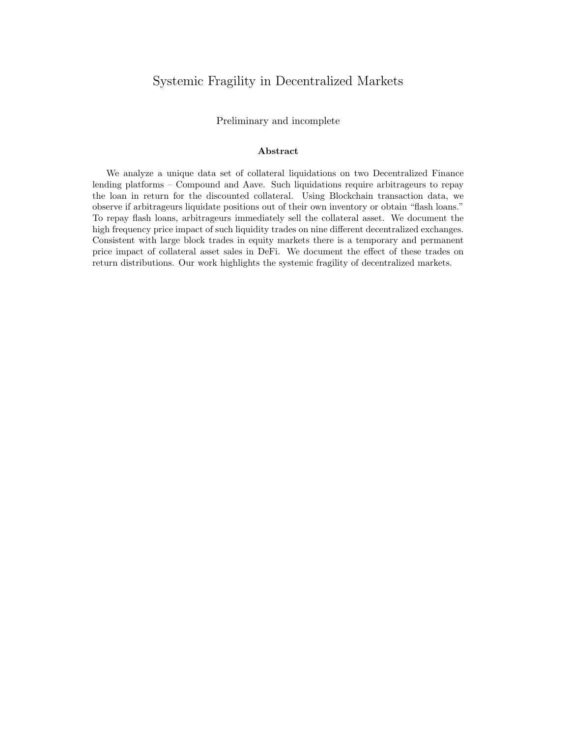# Systemic Fragility in Decentralized Markets

Preliminary and incomplete

### Abstract

We analyze a unique data set of collateral liquidations on two Decentralized Finance lending platforms – Compound and Aave. Such liquidations require arbitrageurs to repay the loan in return for the discounted collateral. Using Blockchain transaction data, we observe if arbitrageurs liquidate positions out of their own inventory or obtain "flash loans." To repay flash loans, arbitrageurs immediately sell the collateral asset. We document the high frequency price impact of such liquidity trades on nine different decentralized exchanges. Consistent with large block trades in equity markets there is a temporary and permanent price impact of collateral asset sales in DeFi. We document the effect of these trades on return distributions. Our work highlights the systemic fragility of decentralized markets.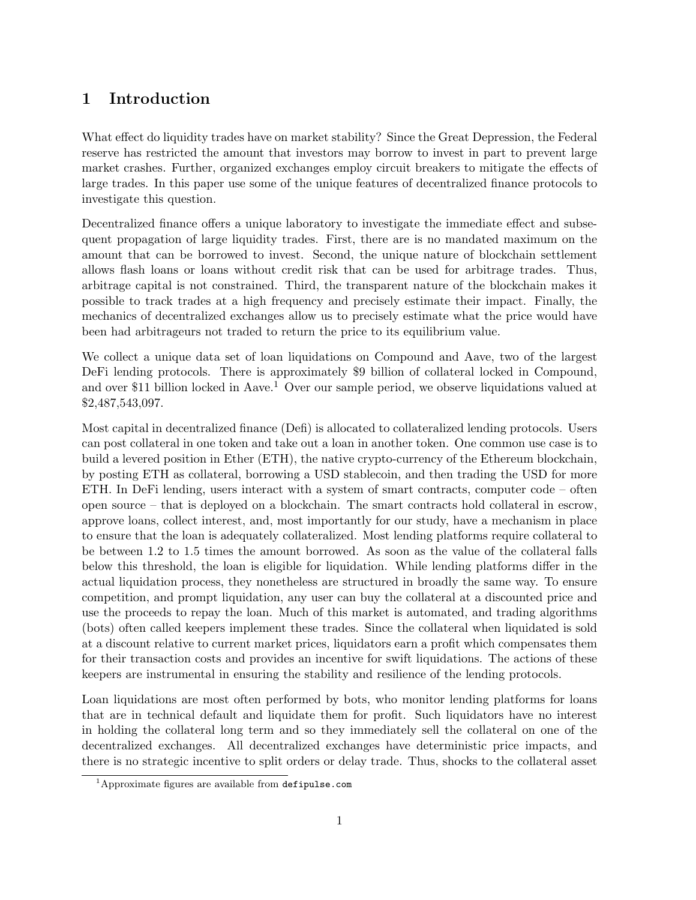# 1 Introduction

What effect do liquidity trades have on market stability? Since the Great Depression, the Federal reserve has restricted the amount that investors may borrow to invest in part to prevent large market crashes. Further, organized exchanges employ circuit breakers to mitigate the effects of large trades. In this paper use some of the unique features of decentralized finance protocols to investigate this question.

Decentralized finance offers a unique laboratory to investigate the immediate effect and subsequent propagation of large liquidity trades. First, there are is no mandated maximum on the amount that can be borrowed to invest. Second, the unique nature of blockchain settlement allows flash loans or loans without credit risk that can be used for arbitrage trades. Thus, arbitrage capital is not constrained. Third, the transparent nature of the blockchain makes it possible to track trades at a high frequency and precisely estimate their impact. Finally, the mechanics of decentralized exchanges allow us to precisely estimate what the price would have been had arbitrageurs not traded to return the price to its equilibrium value.

We collect a unique data set of loan liquidations on Compound and Aave, two of the largest DeFi lending protocols. There is approximately $9 billion of collateral locked in Compound, and over $11 billion locked in Aave.[1] Over our sample period, we observe liquidations valued at $2,487,543,097.

Most capital in decentralized finance (Defi) is allocated to collateralized lending protocols. Users can post collateral in one token and take out a loan in another token. One common use case is to build a levered position in Ether (ETH), the native crypto-currency of the Ethereum blockchain, by posting ETH as collateral, borrowing a USD stablecoin, and then trading the USD for more ETH. In DeFi lending, users interact with a system of smart contracts, computer code – often open source – that is deployed on a blockchain. The smart contracts hold collateral in escrow, approve loans, collect interest, and, most importantly for our study, have a mechanism in place to ensure that the loan is adequately collateralized. Most lending platforms require collateral to be between 1.2 to 1.5 times the amount borrowed. As soon as the value of the collateral falls below this threshold, the loan is eligible for liquidation. While lending platforms differ in the actual liquidation process, they nonetheless are structured in broadly the same way. To ensure competition, and prompt liquidation, any user can buy the collateral at a discounted price and use the proceeds to repay the loan. Much of this market is automated, and trading algorithms (bots) often called keepers implement these trades. Since the collateral when liquidated is sold at a discount relative to current market prices, liquidators earn a profit which compensates them for their transaction costs and provides an incentive for swift liquidations. The actions of these keepers are instrumental in ensuring the stability and resilience of the lending protocols.

Loan liquidations are most often performed by bots, who monitor lending platforms for loans that are in technical default and liquidate them for profit. Such liquidators have no interest in holding the collateral long term and so they immediately sell the collateral on one of the decentralized exchanges. All decentralized exchanges have deterministic price impacts, and there is no strategic incentive to split orders or delay trade. Thus, shocks to the collateral asset

[1] Approximate figures are available from `defipulse.com`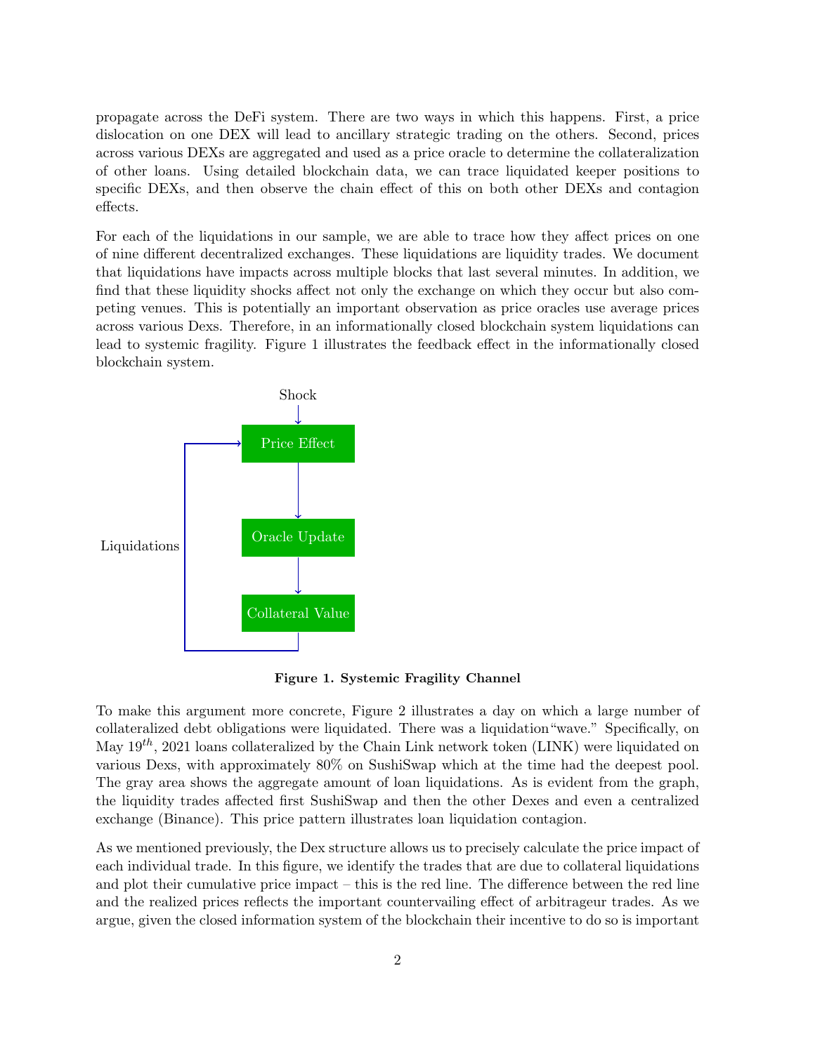propagate across the DeFi system. There are two ways in which this happens. First, a price dislocation on one DEX will lead to ancillary strategic trading on the others. Second, prices across various DEXs are aggregated and used as a price oracle to determine the collateralization of other loans. Using detailed blockchain data, we can trace liquidated keeper positions to specific DEXs, and then observe the chain effect of this on both other DEXs and contagion effects.

For each of the liquidations in our sample, we are able to trace how they affect prices on one of nine different decentralized exchanges. These liquidations are liquidity trades. We document that liquidations have impacts across multiple blocks that last several minutes. In addition, we find that these liquidity shocks affect not only the exchange on which they occur but also competing venues. This is potentially an important observation as price oracles use average prices across various Dexs. Therefore, in an informationally closed blockchain system liquidations can lead to systemic fragility. Figure 1 illustrates the feedback effect in the informationally closed blockchain system.

Shock

Price Effect

Oracle Update

Collateral Value

Liquidations

**Figure 1. Systemic Fragility Channel**

To make this argument more concrete, Figure 2 illustrates a day on which a large number of collateralized debt obligations were liquidated. There was a liquidation"wave." Specifically, on May $19^{th}$, 2021 loans collateralized by the Chain Link network token (LINK) were liquidated on various Dexs, with approximately 80% on SushiSwap which at the time had the deepest pool. The gray area shows the aggregate amount of loan liquidations. As is evident from the graph, the liquidity trades affected first SushiSwap and then the other Dexes and even a centralized exchange (Binance). This price pattern illustrates loan liquidation contagion.

As we mentioned previously, the Dex structure allows us to precisely calculate the price impact of each individual trade. In this figure, we identify the trades that are due to collateral liquidations and plot their cumulative price impact – this is the red line. The difference between the red line and the realized prices reflects the important countervailing effect of arbitrageur trades. As we argue, given the closed information system of the blockchain their incentive to do so is important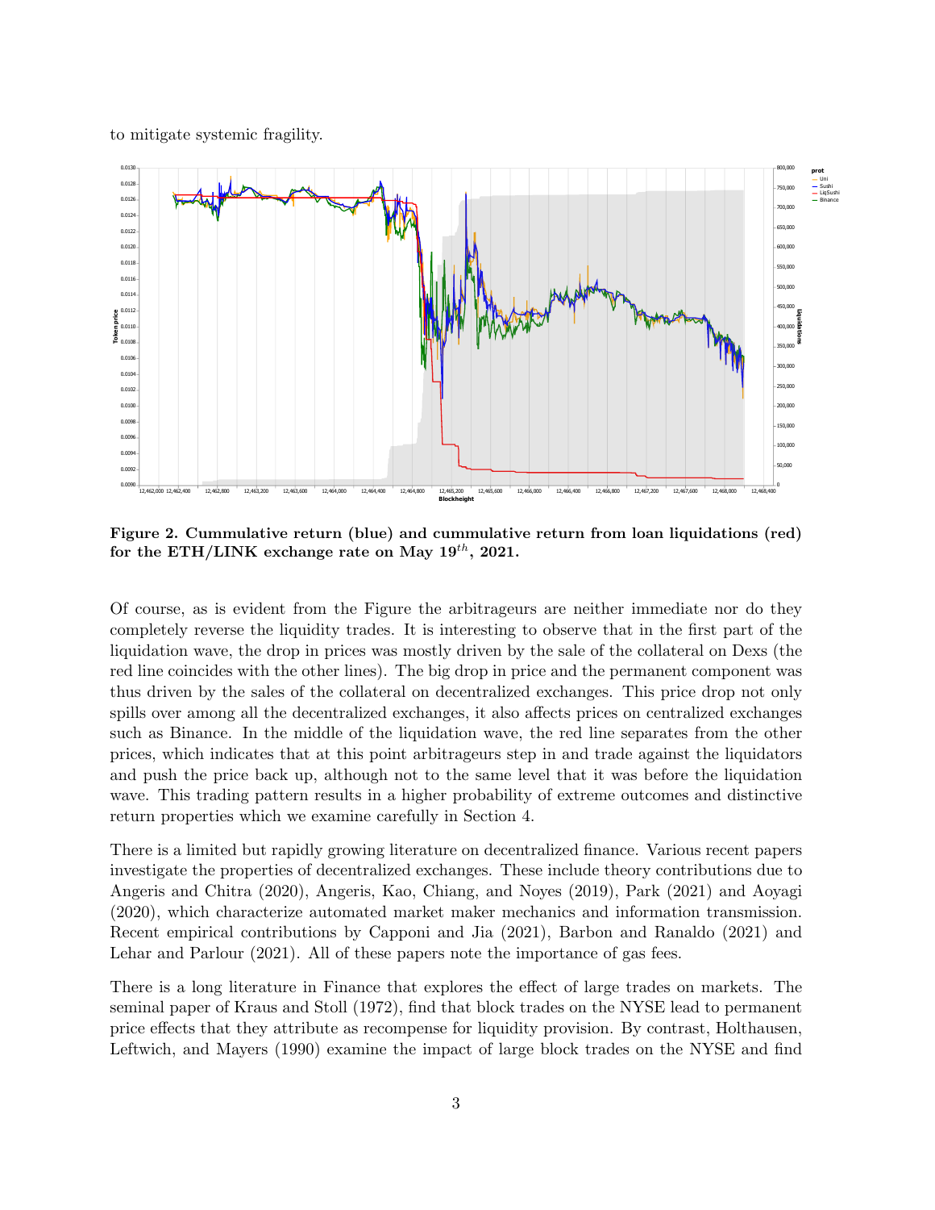to mitigate systemic fragility.

0.0130
0.0128
0.0126
0.0124
0.0122
0.0120
0.0118
0.0116
0.0114
0.0112
0.0110
0.0108
0.0106
0.0104
0.0102
0.0100
0.0098
0.0096
0.0094
0.0092
0.0090

Token price

800,000
750,000
700,000
650,000
600,000
550,000
500,000
450,000
400,000
350,000
300,000
250,000
200,000
150,000
100,000
50,000
0

liquidations

12,462,000 12,462,400 12,462,800 12,463,200 12,463,600 12,464,000 12,464,400 12,464,800 12,465,200 12,465,600 12,466,000 12,466,400 12,466,800 12,467,200 12,467,600 12,468,000 12,468,400

Blockheight

prot
Uni
Sushi
LiqSushi
Binance

**Figure 2. Cummulative return (blue) and cummulative return from loan liquidations (red) for the ETH/LINK exchange rate on May 19$^{th}$, 2021.**

Of course, as is evident from the Figure the arbitrageurs are neither immediate nor do they completely reverse the liquidity trades. It is interesting to observe that in the first part of the liquidation wave, the drop in prices was mostly driven by the sale of the collateral on Dexs (the red line coincides with the other lines). The big drop in price and the permanent component was thus driven by the sales of the collateral on decentralized exchanges. This price drop not only spills over among all the decentralized exchanges, it also affects prices on centralized exchanges such as Binance. In the middle of the liquidation wave, the red line separates from the other prices, which indicates that at this point arbitrageurs step in and trade against the liquidators and push the price back up, although not to the same level that it was before the liquidation wave. This trading pattern results in a higher probability of extreme outcomes and distinctive return properties which we examine carefully in Section 4.

There is a limited but rapidly growing literature on decentralized finance. Various recent papers investigate the properties of decentralized exchanges. These include theory contributions due to Angeris and Chitra (2020), Angeris, Kao, Chiang, and Noyes (2019), Park (2021) and Aoyagi (2020), which characterize automated market maker mechanics and information transmission. Recent empirical contributions by Capponi and Jia (2021), Barbon and Ranaldo (2021) and Lehar and Parlour (2021). All of these papers note the importance of gas fees.

There is a long literature in Finance that explores the effect of large trades on markets. The seminal paper of Kraus and Stoll (1972), find that block trades on the NYSE lead to permanent price effects that they attribute as recompense for liquidity provision. By contrast, Holthausen, Leftwich, and Mayers (1990) examine the impact of large block trades on the NYSE and find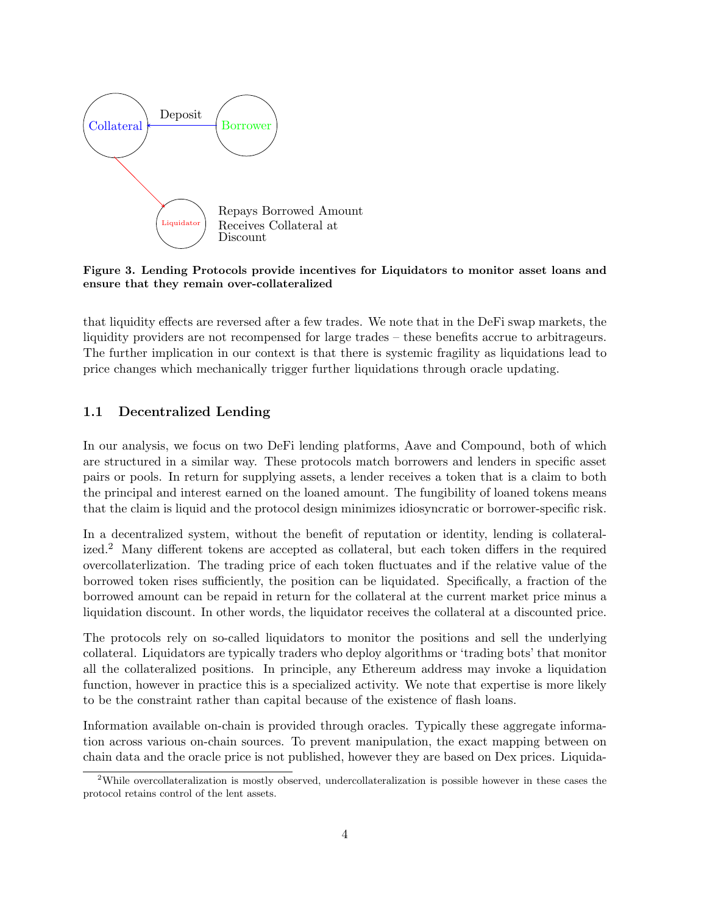Deposit

Collateral

Borrower

Liquidator

Repays Borrowed Amount
Receives Collateral at
Discount

**Figure 3. Lending Protocols provide incentives for Liquidators to monitor asset loans and ensure that they remain over-collateralized**

that liquidity effects are reversed after a few trades. We note that in the DeFi swap markets, the liquidity providers are not recompensed for large trades – these benefits accrue to arbitrageurs. The further implication in our context is that there is systemic fragility as liquidations lead to price changes which mechanically trigger further liquidations through oracle updating.

## 1.1 Decentralized Lending

In our analysis, we focus on two DeFi lending platforms, Aave and Compound, both of which are structured in a similar way. These protocols match borrowers and lenders in specific asset pairs or pools. In return for supplying assets, a lender receives a token that is a claim to both the principal and interest earned on the loaned amount. The fungibility of loaned tokens means that the claim is liquid and the protocol design minimizes idiosyncratic or borrower-specific risk.

In a decentralized system, without the benefit of reputation or identity, lending is collateralized.[2] Many different tokens are accepted as collateral, but each token differs in the required overcollaterlization. The trading price of each token fluctuates and if the relative value of the borrowed token rises sufficiently, the position can be liquidated. Specifically, a fraction of the borrowed amount can be repaid in return for the collateral at the current market price minus a liquidation discount. In other words, the liquidator receives the collateral at a discounted price.

The protocols rely on so-called liquidators to monitor the positions and sell the underlying collateral. Liquidators are typically traders who deploy algorithms or 'trading bots' that monitor all the collateralized positions. In principle, any Ethereum address may invoke a liquidation function, however in practice this is a specialized activity. We note that expertise is more likely to be the constraint rather than capital because of the existence of flash loans.

Information available on-chain is provided through oracles. Typically these aggregate information across various on-chain sources. To prevent manipulation, the exact mapping between on chain data and the oracle price is not published, however they are based on Dex prices. Liquida-

[2] While overcollateralization is mostly observed, undercollateralization is possible however in these cases the protocol retains control of the lent assets.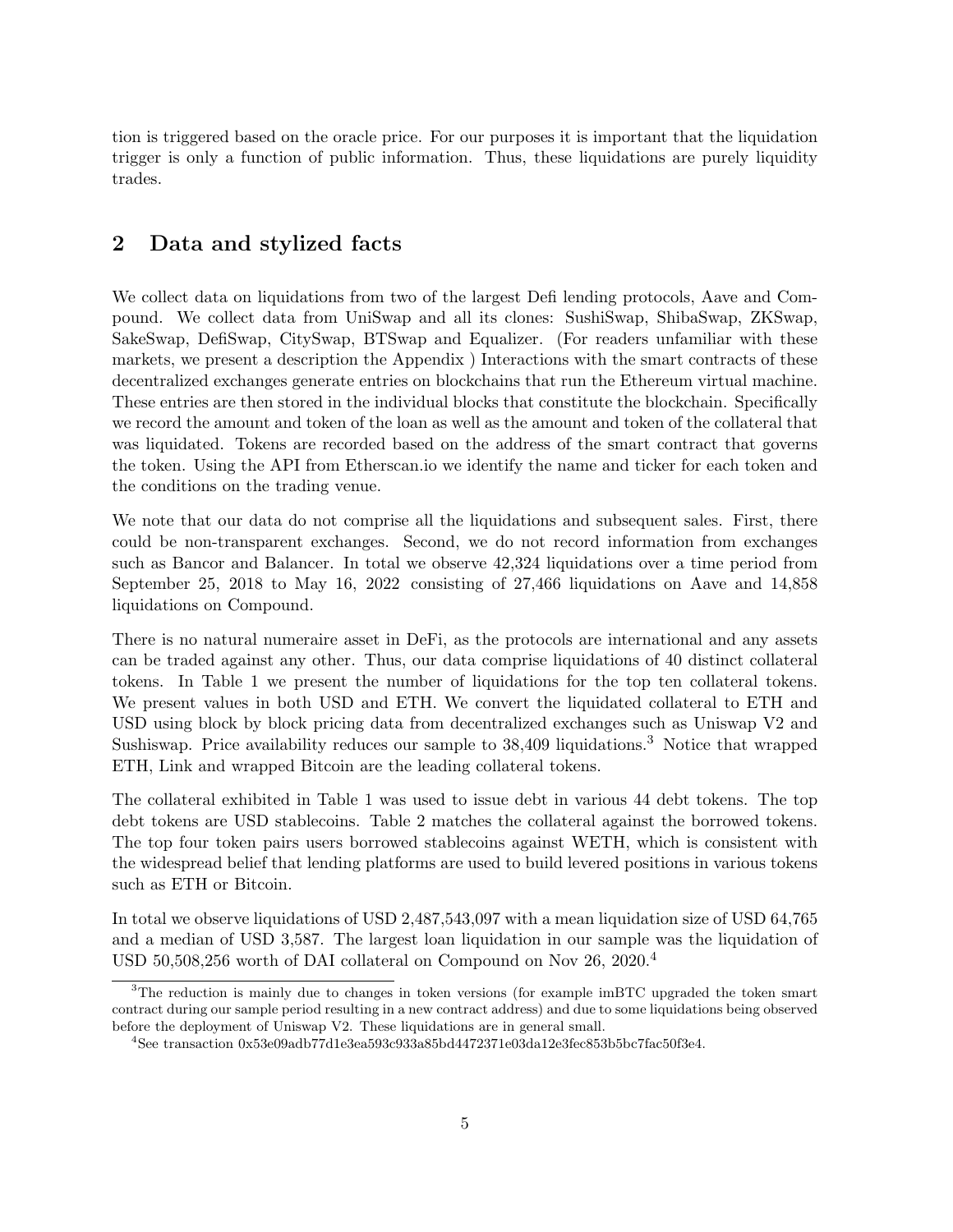tion is triggered based on the oracle price. For our purposes it is important that the liquidation trigger is only a function of public information. Thus, these liquidations are purely liquidity trades.

## 2 Data and stylized facts

We collect data on liquidations from two of the largest Defi lending protocols, Aave and Compound. We collect data from UniSwap and all its clones: SushiSwap, ShibaSwap, ZKSwap, SakeSwap, DefiSwap, CitySwap, BTSwap and Equalizer. (For readers unfamiliar with these markets, we present a description the Appendix ) Interactions with the smart contracts of these decentralized exchanges generate entries on blockchains that run the Ethereum virtual machine. These entries are then stored in the individual blocks that constitute the blockchain. Specifically we record the amount and token of the loan as well as the amount and token of the collateral that was liquidated. Tokens are recorded based on the address of the smart contract that governs the token. Using the API from Etherscan.io we identify the name and ticker for each token and the conditions on the trading venue.

We note that our data do not comprise all the liquidations and subsequent sales. First, there could be non-transparent exchanges. Second, we do not record information from exchanges such as Bancor and Balancer. In total we observe 42,324 liquidations over a time period from September 25, 2018 to May 16, 2022 consisting of 27,466 liquidations on Aave and 14,858 liquidations on Compound.

There is no natural numeraire asset in DeFi, as the protocols are international and any assets can be traded against any other. Thus, our data comprise liquidations of 40 distinct collateral tokens. In Table 1 we present the number of liquidations for the top ten collateral tokens. We present values in both USD and ETH. We convert the liquidated collateral to ETH and USD using block by block pricing data from decentralized exchanges such as Uniswap V2 and Sushiswap. Price availability reduces our sample to 38,409 liquidations.[3] Notice that wrapped ETH, Link and wrapped Bitcoin are the leading collateral tokens.

The collateral exhibited in Table 1 was used to issue debt in various 44 debt tokens. The top debt tokens are USD stablecoins. Table 2 matches the collateral against the borrowed tokens. The top four token pairs users borrowed stablecoins against WETH, which is consistent with the widespread belief that lending platforms are used to build levered positions in various tokens such as ETH or Bitcoin.

In total we observe liquidations of USD 2,487,543,097 with a mean liquidation size of USD 64,765 and a median of USD 3,587. The largest loan liquidation in our sample was the liquidation of USD 50,508,256 worth of DAI collateral on Compound on Nov 26, 2020.[4]

[3]The reduction is mainly due to changes in token versions (for example imBTC upgraded the token smart contract during our sample period resulting in a new contract address) and due to some liquidations being observed before the deployment of Uniswap V2. These liquidations are in general small.

[4]See transaction 0x53e09adb77d1e3ea593c933a85bd4472371e03da12e3fec853b5bc7fac50f3e4.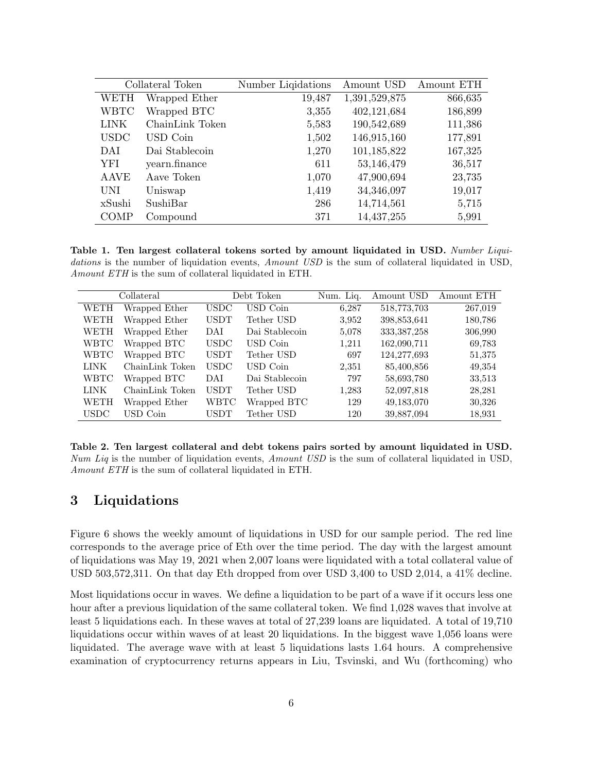| Collateral Token | | Number Liqidations | Amount USD | Amount ETH |
|---|---|---|---|---|
| WETH | Wrapped Ether | 19,487 | 1,391,529,875 | 866,635 |
| WBTC | Wrapped BTC | 3,355 | 402,121,684 | 186,899 |
| LINK | ChainLink Token | 5,583 | 190,542,689 | 111,386 |
| USDC | USD Coin | 1,502 | 146,915,160 | 177,891 |
| DAI | Dai Stablecoin | 1,270 | 101,185,822 | 167,325 |
| YFI | yearn.finance | 611 | 53,146,479 | 36,517 |
| AAVE | Aave Token | 1,070 | 47,900,694 | 23,735 |
| UNI | Uniswap | 1,419 | 34,346,097 | 19,017 |
| xSushi | SushiBar | 286 | 14,714,561 | 5,715 |
| COMP | Compound | 371 | 14,437,255 | 5,991 |

**Table 1. Ten largest collateral tokens sorted by amount liquidated in USD.** *Number Liquidations* is the number of liquidation events, *Amount USD* is the sum of collateral liquidated in USD, *Amount ETH* is the sum of collateral liquidated in ETH.

| Collateral | | Debt Token | | Num. Liq. | Amount USD | Amount ETH |
|---|---|---|---|---|---|---|
| WETH | Wrapped Ether | USDC | USD Coin | 6,287 | 518,773,703 | 267,019 |
| WETH | Wrapped Ether | USDT | Tether USD | 3,952 | 398,853,641 | 180,786 |
| WETH | Wrapped Ether | DAI | Dai Stablecoin | 5,078 | 333,387,258 | 306,990 |
| WBTC | Wrapped BTC | USDC | USD Coin | 1,211 | 162,090,711 | 69,783 |
| WBTC | Wrapped BTC | USDT | Tether USD | 697 | 124,277,693 | 51,375 |
| LINK | ChainLink Token | USDC | USD Coin | 2,351 | 85,400,856 | 49,354 |
| WBTC | Wrapped BTC | DAI | Dai Stablecoin | 797 | 58,693,780 | 33,513 |
| LINK | ChainLink Token | USDT | Tether USD | 1,283 | 52,097,818 | 28,281 |
| WETH | Wrapped Ether | WBTC | Wrapped BTC | 129 | 49,183,070 | 30,326 |
| USDC | USD Coin | USDT | Tether USD | 120 | 39,887,094 | 18,931 |

**Table 2. Ten largest collateral and debt tokens pairs sorted by amount liquidated in USD.** *Num Liq* is the number of liquidation events, *Amount USD* is the sum of collateral liquidated in USD, *Amount ETH* is the sum of collateral liquidated in ETH.

## 3 Liquidations

Figure 6 shows the weekly amount of liquidations in USD for our sample period. The red line corresponds to the average price of Eth over the time period. The day with the largest amount of liquidations was May 19, 2021 when 2,007 loans were liquidated with a total collateral value of USD 503,572,311. On that day Eth dropped from over USD 3,400 to USD 2,014, a 41% decline.

Most liquidations occur in waves. We define a liquidation to be part of a wave if it occurs less one hour after a previous liquidation of the same collateral token. We find 1,028 waves that involve at least 5 liquidations each. In these waves at total of 27,239 loans are liquidated. A total of 19,710 liquidations occur within waves of at least 20 liquidations. In the biggest wave 1,056 loans were liquidated. The average wave with at least 5 liquidations lasts 1.64 hours. A comprehensive examination of cryptocurrency returns appears in Liu, Tsvinski, and Wu (forthcoming) who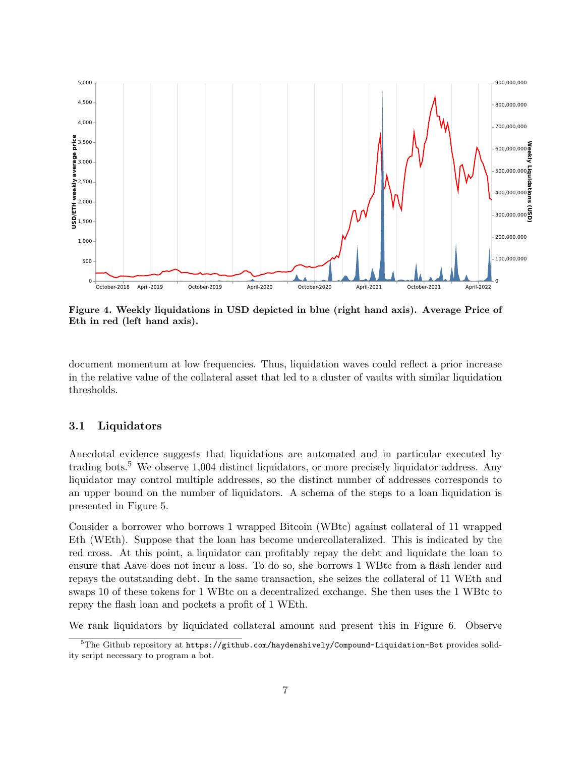5,000
4,500
4,000
3,500
3,000
2,500
2,000
1,500
1,000
500
0

USD/ETH weekly average price

900,000,000
800,000,000
700,000,000
600,000,000
500,000,000
400,000,000
300,000,000
200,000,000
100,000,000
0

Weekly Liquidations (USD)

October-2018 April-2019 October-2019 April-2020 October-2020 April-2021 October-2021 April-2022

**Figure 4. Weekly liquidations in USD depicted in blue (right hand axis). Average Price of Eth in red (left hand axis).**

document momentum at low frequencies. Thus, liquidation waves could reflect a prior increase in the relative value of the collateral asset that led to a cluster of vaults with similar liquidation thresholds.

## 3.1 Liquidators

Anecdotal evidence suggests that liquidations are automated and in particular executed by trading bots.[5] We observe 1,004 distinct liquidators, or more precisely liquidator address. Any liquidator may control multiple addresses, so the distinct number of addresses corresponds to an upper bound on the number of liquidators. A schema of the steps to a loan liquidation is presented in Figure 5.

Consider a borrower who borrows 1 wrapped Bitcoin (WBtc) against collateral of 11 wrapped Eth (WEth). Suppose that the loan has become undercollateralized. This is indicated by the red cross. At this point, a liquidator can profitably repay the debt and liquidate the loan to ensure that Aave does not incur a loss. To do so, she borrows 1 WBtc from a flash lender and repays the outstanding debt. In the same transaction, she seizes the collateral of 11 WEth and swaps 10 of these tokens for 1 WBtc on a decentralized exchange. She then uses the 1 WBtc to repay the flash loan and pockets a profit of 1 WEth.

We rank liquidators by liquidated collateral amount and present this in Figure 6. Observe

[5] The Github repository at `https://github.com/haydenshively/Compound-Liquidation-Bot` provides solidity script necessary to program a bot.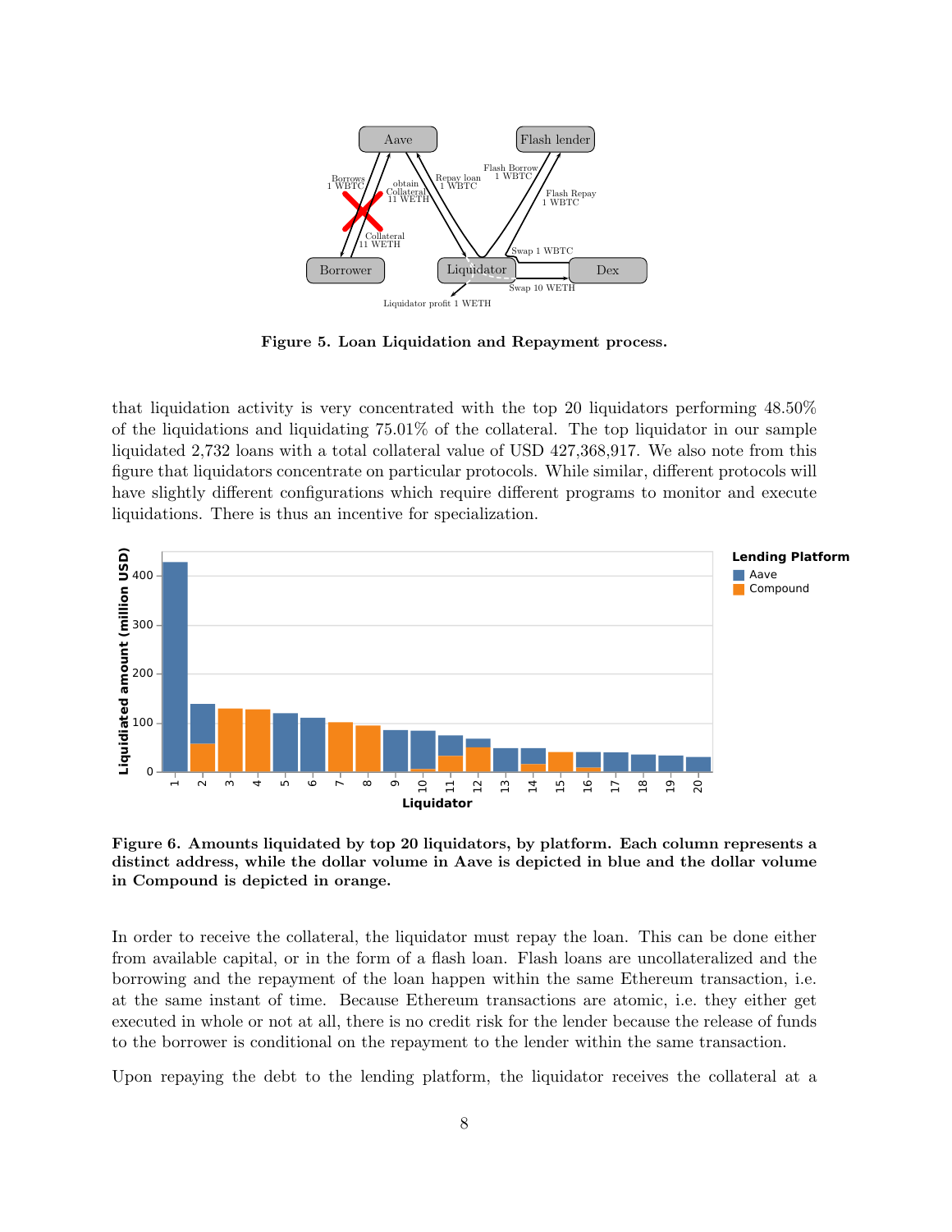**Figure 5. Loan Liquidation and Repayment process.**

that liquidation activity is very concentrated with the top 20 liquidators performing 48.50% of the liquidations and liquidating 75.01% of the collateral. The top liquidator in our sample liquidated 2,732 loans with a total collateral value of USD 427,368,917. We also note from this figure that liquidators concentrate on particular protocols. While similar, different protocols will have slightly different configurations which require different programs to monitor and execute liquidations. There is thus an incentive for specialization.

**Figure 6. Amounts liquidated by top 20 liquidators, by platform. Each column represents a distinct address, while the dollar volume in Aave is depicted in blue and the dollar volume in Compound is depicted in orange.**

In order to receive the collateral, the liquidator must repay the loan. This can be done either from available capital, or in the form of a flash loan. Flash loans are uncollateralized and the borrowing and the repayment of the loan happen within the same Ethereum transaction, i.e. at the same instant of time. Because Ethereum transactions are atomic, i.e. they either get executed in whole or not at all, there is no credit risk for the lender because the release of funds to the borrower is conditional on the repayment to the lender within the same transaction.

Upon repaying the debt to the lending platform, the liquidator receives the collateral at a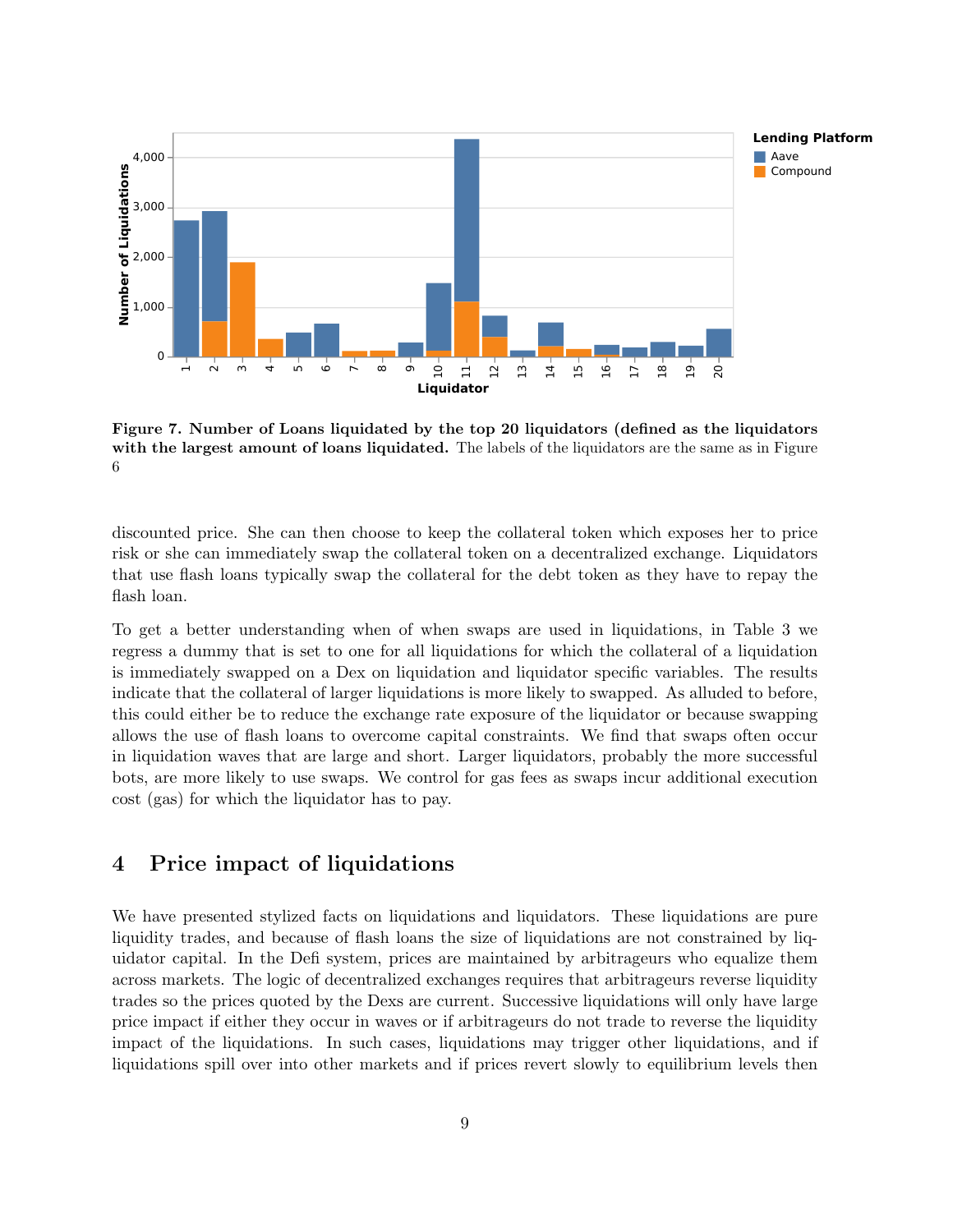Lending Platform
Aave
Compound

Number of Liquidations

4,000
3,000
2,000
1,000
0

1 2 3 4 5 6 7 8 9 10 11 12 13 14 15 16 17 18 19 20

Liquidator

**Figure 7. Number of Loans liquidated by the top 20 liquidators (defined as the liquidators with the largest amount of loans liquidated.** The labels of the liquidators are the same as in Figure 6

discounted price. She can then choose to keep the collateral token which exposes her to price risk or she can immediately swap the collateral token on a decentralized exchange. Liquidators that use flash loans typically swap the collateral for the debt token as they have to repay the flash loan.

To get a better understanding when of when swaps are used in liquidations, in Table 3 we regress a dummy that is set to one for all liquidations for which the collateral of a liquidation is immediately swapped on a Dex on liquidation and liquidator specific variables. The results indicate that the collateral of larger liquidations is more likely to swapped. As alluded to before, this could either be to reduce the exchange rate exposure of the liquidator or because swapping allows the use of flash loans to overcome capital constraints. We find that swaps often occur in liquidation waves that are large and short. Larger liquidators, probably the more successful bots, are more likely to use swaps. We control for gas fees as swaps incur additional execution cost (gas) for which the liquidator has to pay.

## 4 Price impact of liquidations

We have presented stylized facts on liquidations and liquidators. These liquidations are pure liquidity trades, and because of flash loans the size of liquidations are not constrained by liquidator capital. In the Defi system, prices are maintained by arbitrageurs who equalize them across markets. The logic of decentralized exchanges requires that arbitrageurs reverse liquidity trades so the prices quoted by the Dexs are current. Successive liquidations will only have large price impact if either they occur in waves or if arbitrageurs do not trade to reverse the liquidity impact of the liquidations. In such cases, liquidations may trigger other liquidations, and if liquidations spill over into other markets and if prices revert slowly to equilibrium levels then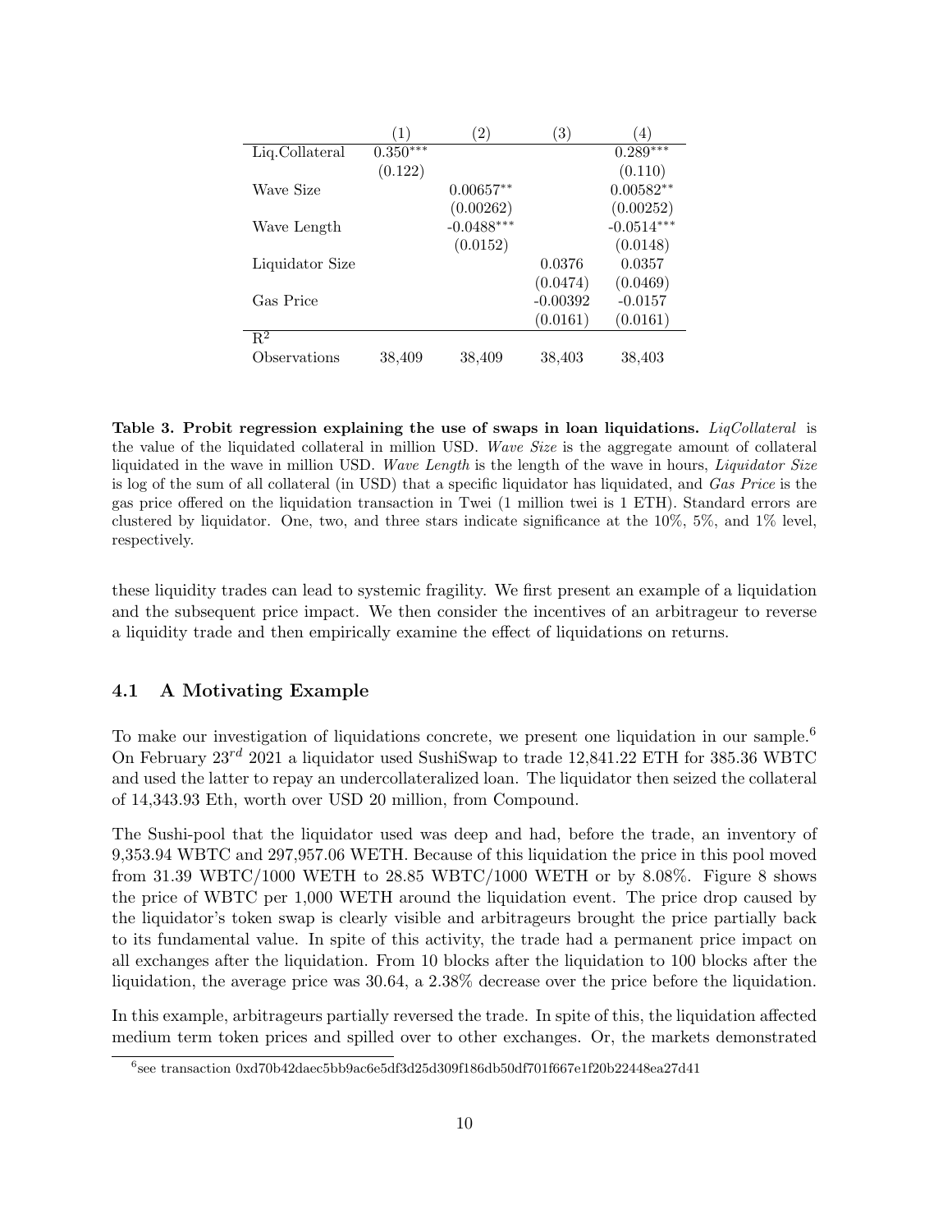| | (1) | (2) | (3) | (4) |
|---|---|---|---|---|
| Liq.Collateral | 0.350*** | | | 0.289*** |
| | (0.122) | | | (0.110) |
| Wave Size | | 0.00657** | | 0.00582** |
| | | (0.00262) | | (0.00252) |
| Wave Length | | -0.0488*** | | -0.0514*** |
| | | (0.0152) | | (0.0148) |
| Liquidator Size | | | 0.0376 | 0.0357 |
| | | | (0.0474) | (0.0469) |
| Gas Price | | | -0.00392 | -0.0157 |
| | | | (0.0161) | (0.0161) |
| $R^2$ | | | | |
| Observations | 38,409 | 38,409 | 38,403 | 38,403 |

**Table 3. Probit regression explaining the use of swaps in loan liquidations.** *LiqCollateral* is the value of the liquidated collateral in million USD. *Wave Size* is the aggregate amount of collateral liquidated in the wave in million USD. *Wave Length* is the length of the wave in hours, *Liquidator Size* is log of the sum of all collateral (in USD) that a specific liquidator has liquidated, and *Gas Price* is the gas price offered on the liquidation transaction in Twei (1 million twei is 1 ETH). Standard errors are clustered by liquidator. One, two, and three stars indicate significance at the 10%, 5%, and 1% level, respectively.

these liquidity trades can lead to systemic fragility. We first present an example of a liquidation and the subsequent price impact. We then consider the incentives of an arbitrageur to reverse a liquidity trade and then empirically examine the effect of liquidations on returns.

### 4.1 A Motivating Example

To make our investigation of liquidations concrete, we present one liquidation in our sample.[6] On February $23^{rd}$ 2021 a liquidator used SushiSwap to trade 12,841.22 ETH for 385.36 WBTC and used the latter to repay an undercollateralized loan. The liquidator then seized the collateral of 14,343.93 Eth, worth over USD 20 million, from Compound.

The Sushi-pool that the liquidator used was deep and had, before the trade, an inventory of 9,353.94 WBTC and 297,957.06 WETH. Because of this liquidation the price in this pool moved from 31.39 WBTC/1000 WETH to 28.85 WBTC/1000 WETH or by 8.08%. Figure 8 shows the price of WBTC per 1,000 WETH around the liquidation event. The price drop caused by the liquidator's token swap is clearly visible and arbitrageurs brought the price partially back to its fundamental value. In spite of this activity, the trade had a permanent price impact on all exchanges after the liquidation. From 10 blocks after the liquidation to 100 blocks after the liquidation, the average price was 30.64, a 2.38% decrease over the price before the liquidation.

In this example, arbitrageurs partially reversed the trade. In spite of this, the liquidation affected medium term token prices and spilled over to other exchanges. Or, the markets demonstrated

[6] see transaction 0xd70b42daec5bb9ac6e5df3d25d309f186db50df701f667e1f20b22448ea27d41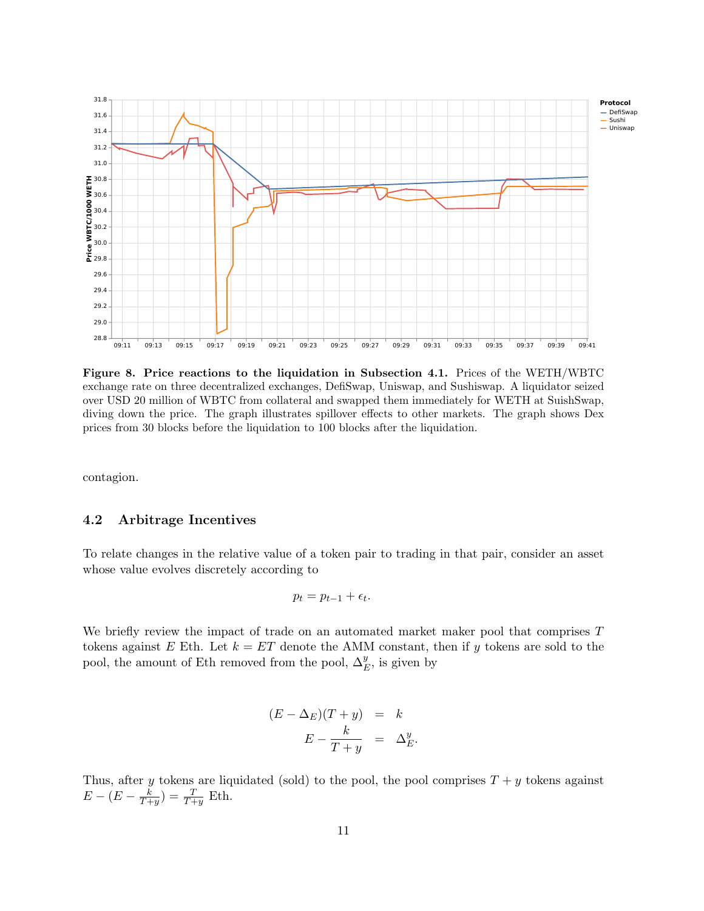Protocol
DefiSwap
Sushi
Uniswap

Price WBTC/1000 WETH

31.8
31.6
31.4
31.2
31.0
30.8
30.6
30.4
30.2
30.0
29.8
29.6
29.4
29.2
29.0
28.8

09:11 09:13 09:15 09:17 09:19 09:21 09:23 09:25 09:27 09:29 09:31 09:33 09:35 09:37 09:39 09:41

**Figure 8. Price reactions to the liquidation in Subsection 4.1.** Prices of the WETH/WBTC exchange rate on three decentralized exchanges, DefiSwap, Uniswap, and Sushiswap. A liquidator seized over USD 20 million of WBTC from collateral and swapped them immediately for WETH at SuishSwap, diving down the price. The graph illustrates spillover effects to other markets. The graph shows Dex prices from 30 blocks before the liquidation to 100 blocks after the liquidation.

contagion.

### 4.2 Arbitrage Incentives

To relate changes in the relative value of a token pair to trading in that pair, consider an asset whose value evolves discretely according to

$$p_t = p_{t-1} + \epsilon_t.$$

We briefly review the impact of trade on an automated market maker pool that comprises $T$ tokens against $E$ Eth. Let $k = ET$ denote the AMM constant, then if $y$ tokens are sold to the pool, the amount of Eth removed from the pool, $\Delta_E^y$, is given by

$$\begin{aligned}
(E - \Delta_E)(T + y) &= k \\
E - \frac{k}{T + y} &= \Delta_E^y.
\end{aligned}$$

Thus, after $y$ tokens are liquidated (sold) to the pool, the pool comprises $T + y$ tokens against $E - (E - \frac{k}{T+y}) = \frac{T}{T+y}$ Eth.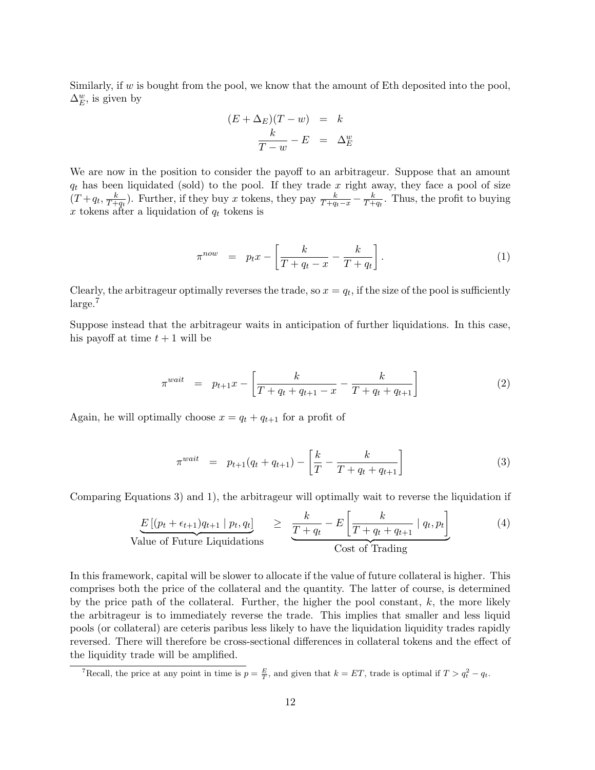Similarly, if $w$ is bought from the pool, we know that the amount of Eth deposited into the pool, $\Delta_E^w$, is given by

$$
\begin{aligned}
(E + \Delta_E)(T - w) &= k \\
\frac{k}{T - w} - E &= \Delta_E^w
\end{aligned}
$$

We are now in the position to consider the payoff to an arbitrageur. Suppose that an amount $q_t$ has been liquidated (sold) to the pool. If they trade $x$ right away, they face a pool of size $(T + q_t, \frac{k}{T+q_t})$. Further, if they buy $x$ tokens, they pay $\frac{k}{T+q_t-x} - \frac{k}{T+q_t}$. Thus, the profit to buying $x$ tokens after a liquidation of $q_t$ tokens is

$$
\pi^{now} = p_t x - \left[ \frac{k}{T + q_t - x} - \frac{k}{T + q_t} \right]. \tag{1}
$$

Clearly, the arbitrageur optimally reverses the trade, so $x = q_t$, if the size of the pool is sufficiently large.[7]

Suppose instead that the arbitrageur waits in anticipation of further liquidations. In this case, his payoff at time $t + 1$ will be

$$
\pi^{wait} = p_{t+1} x - \left[ \frac{k}{T + q_t + q_{t+1} - x} - \frac{k}{T + q_t + q_{t+1}} \right] \tag{2}
$$

Again, he will optimally choose $x = q_t + q_{t+1}$ for a profit of

$$
\pi^{wait} = p_{t+1}(q_t + q_{t+1}) - \left[ \frac{k}{T} - \frac{k}{T + q_t + q_{t+1}} \right] \tag{3}
$$

Comparing Equations 3) and 1), the arbitrageur will optimally wait to reverse the liquidation if

$$
\underbrace{E\left[(p_t + \epsilon_{t+1}) q_{t+1} \mid p_t, q_t\right]}_{\text{Value of Future Liquidations}} \geq \underbrace{\frac{k}{T + q_t} - E\left[ \frac{k}{T + q_t + q_{t+1}} \mid q_t, p_t \right]}_{\text{Cost of Trading}} \tag{4}
$$

In this framework, capital will be slower to allocate if the value of future collateral is higher. This comprises both the price of the collateral and the quantity. The latter of course, is determined by the price path of the collateral. Further, the higher the pool constant, $k$, the more likely the arbitrageur is to immediately reverse the trade. This implies that smaller and less liquid pools (or collateral) are ceteris paribus less likely to have the liquidation liquidity trades rapidly reversed. There will therefore be cross-sectional differences in collateral tokens and the effect of the liquidity trade will be amplified.

[7] Recall, the price at any point in time is $p = \frac{E}{T}$, and given that $k = ET$, trade is optimal if $T > q_t^2 - q_t$.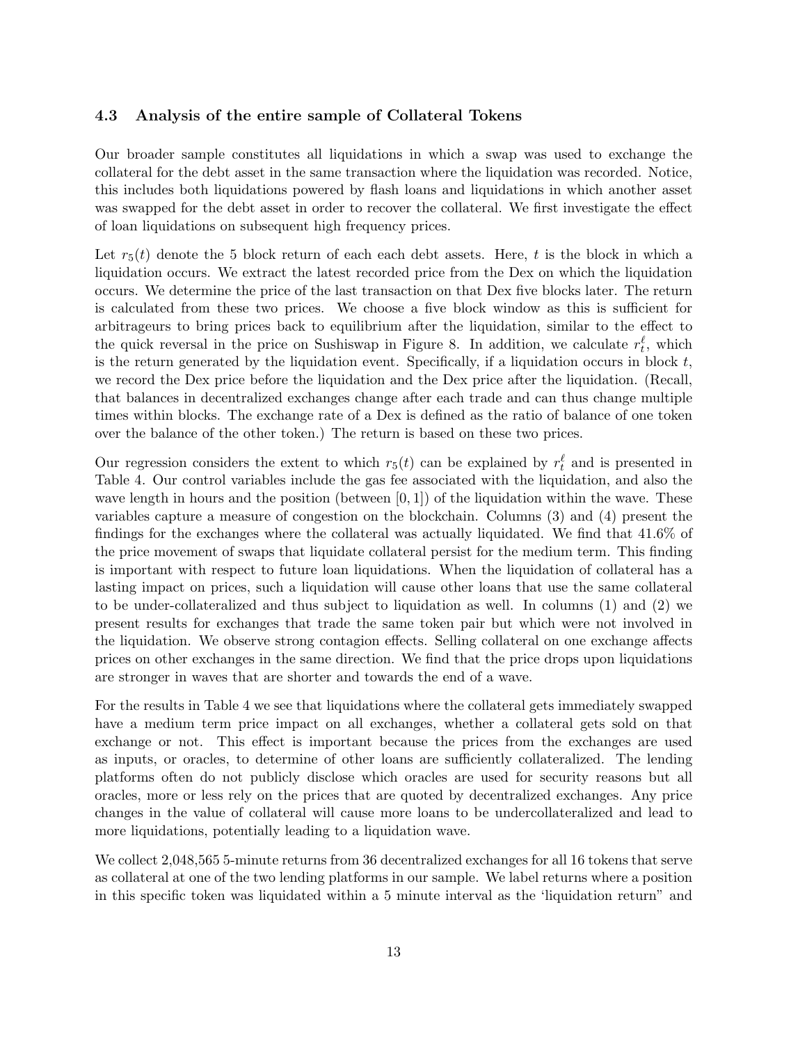### 4.3 Analysis of the entire sample of Collateral Tokens

Our broader sample constitutes all liquidations in which a swap was used to exchange the collateral for the debt asset in the same transaction where the liquidation was recorded. Notice, this includes both liquidations powered by flash loans and liquidations in which another asset was swapped for the debt asset in order to recover the collateral. We first investigate the effect of loan liquidations on subsequent high frequency prices.

Let $r_5(t)$ denote the 5 block return of each each debt assets. Here, $t$ is the block in which a liquidation occurs. We extract the latest recorded price from the Dex on which the liquidation occurs. We determine the price of the last transaction on that Dex five blocks later. The return is calculated from these two prices. We choose a five block window as this is sufficient for arbitrageurs to bring prices back to equilibrium after the liquidation, similar to the effect to the quick reversal in the price on Sushiswap in Figure 8. In addition, we calculate $r_t^\ell$, which is the return generated by the liquidation event. Specifically, if a liquidation occurs in block $t$, we record the Dex price before the liquidation and the Dex price after the liquidation. (Recall, that balances in decentralized exchanges change after each trade and can thus change multiple times within blocks. The exchange rate of a Dex is defined as the ratio of balance of one token over the balance of the other token.) The return is based on these two prices.

Our regression considers the extent to which $r_5(t)$ can be explained by $r_t^\ell$ and is presented in Table 4. Our control variables include the gas fee associated with the liquidation, and also the wave length in hours and the position (between $[0, 1]$) of the liquidation within the wave. These variables capture a measure of congestion on the blockchain. Columns (3) and (4) present the findings for the exchanges where the collateral was actually liquidated. We find that 41.6% of the price movement of swaps that liquidate collateral persist for the medium term. This finding is important with respect to future loan liquidations. When the liquidation of collateral has a lasting impact on prices, such a liquidation will cause other loans that use the same collateral to be under-collateralized and thus subject to liquidation as well. In columns (1) and (2) we present results for exchanges that trade the same token pair but which were not involved in the liquidation. We observe strong contagion effects. Selling collateral on one exchange affects prices on other exchanges in the same direction. We find that the price drops upon liquidations are stronger in waves that are shorter and towards the end of a wave.

For the results in Table 4 we see that liquidations where the collateral gets immediately swapped have a medium term price impact on all exchanges, whether a collateral gets sold on that exchange or not. This effect is important because the prices from the exchanges are used as inputs, or oracles, to determine of other loans are sufficiently collateralized. The lending platforms often do not publicly disclose which oracles are used for security reasons but all oracles, more or less rely on the prices that are quoted by decentralized exchanges. Any price changes in the value of collateral will cause more loans to be undercollateralized and lead to more liquidations, potentially leading to a liquidation wave.

We collect 2,048,565 5-minute returns from 36 decentralized exchanges for all 16 tokens that serve as collateral at one of the two lending platforms in our sample. We label returns where a position in this specific token was liquidated within a 5 minute interval as the 'liquidation return" and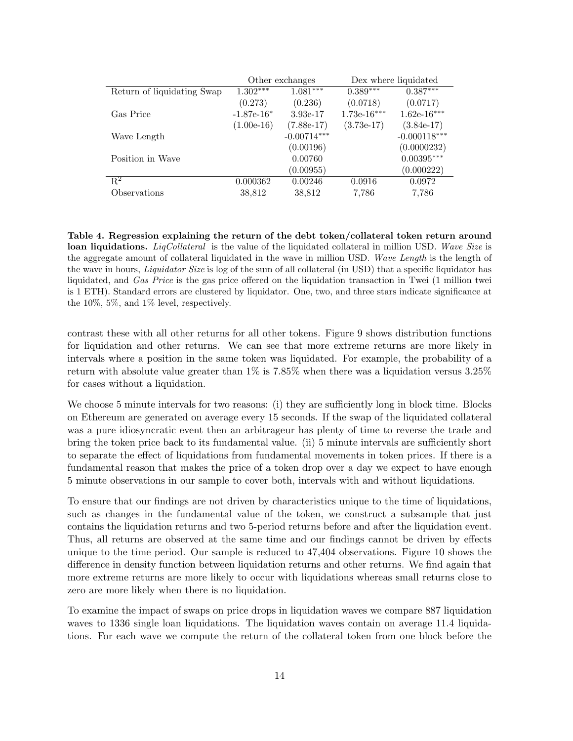| | Other exchanges | | Dex where liquidated | |
|---|---|---|---|---|
| Return of liquidating Swap | 1.302*** | 1.081*** | 0.389*** | 0.387*** |
| | (0.273) | (0.236) | (0.0718) | (0.0717) |
| Gas Price | -1.87e-16* | 3.93e-17 | 1.73e-16*** | 1.62e-16*** |
| | (1.00e-16) | (7.88e-17) | (3.73e-17) | (3.84e-17) |
| Wave Length | | -0.00714*** | | -0.000118*** |
| | | (0.00196) | | (0.0000232) |
| Position in Wave | | 0.00760 | | 0.00395*** |
| | | (0.00955) | | (0.000222) |
| $R^2$ | 0.000362 | 0.00246 | 0.0916 | 0.0972 |
| Observations | 38,812 | 38,812 | 7,786 | 7,786 |

**Table 4. Regression explaining the return of the debt token/collateral token return around loan liquidations.** *LiqCollateral* is the value of the liquidated collateral in million USD. *Wave Size* is the aggregate amount of collateral liquidated in the wave in million USD. *Wave Length* is the length of the wave in hours, *Liquidator Size* is log of the sum of all collateral (in USD) that a specific liquidator has liquidated, and *Gas Price* is the gas price offered on the liquidation transaction in Twei (1 million twei is 1 ETH). Standard errors are clustered by liquidator. One, two, and three stars indicate significance at the 10%, 5%, and 1% level, respectively.

contrast these with all other returns for all other tokens. Figure 9 shows distribution functions for liquidation and other returns. We can see that more extreme returns are more likely in intervals where a position in the same token was liquidated. For example, the probability of a return with absolute value greater than 1% is 7.85% when there was a liquidation versus 3.25% for cases without a liquidation.

We choose 5 minute intervals for two reasons: (i) they are sufficiently long in block time. Blocks on Ethereum are generated on average every 15 seconds. If the swap of the liquidated collateral was a pure idiosyncratic event then an arbitrageur has plenty of time to reverse the trade and bring the token price back to its fundamental value. (ii) 5 minute intervals are sufficiently short to separate the effect of liquidations from fundamental movements in token prices. If there is a fundamental reason that makes the price of a token drop over a day we expect to have enough 5 minute observations in our sample to cover both, intervals with and without liquidations.

To ensure that our findings are not driven by characteristics unique to the time of liquidations, such as changes in the fundamental value of the token, we construct a subsample that just contains the liquidation returns and two 5-period returns before and after the liquidation event. Thus, all returns are observed at the same time and our findings cannot be driven by effects unique to the time period. Our sample is reduced to 47,404 observations. Figure 10 shows the difference in density function between liquidation returns and other returns. We find again that more extreme returns are more likely to occur with liquidations whereas small returns close to zero are more likely when there is no liquidation.

To examine the impact of swaps on price drops in liquidation waves we compare 887 liquidation waves to 1336 single loan liquidations. The liquidation waves contain on average 11.4 liquidations. For each wave we compute the return of the collateral token from one block before the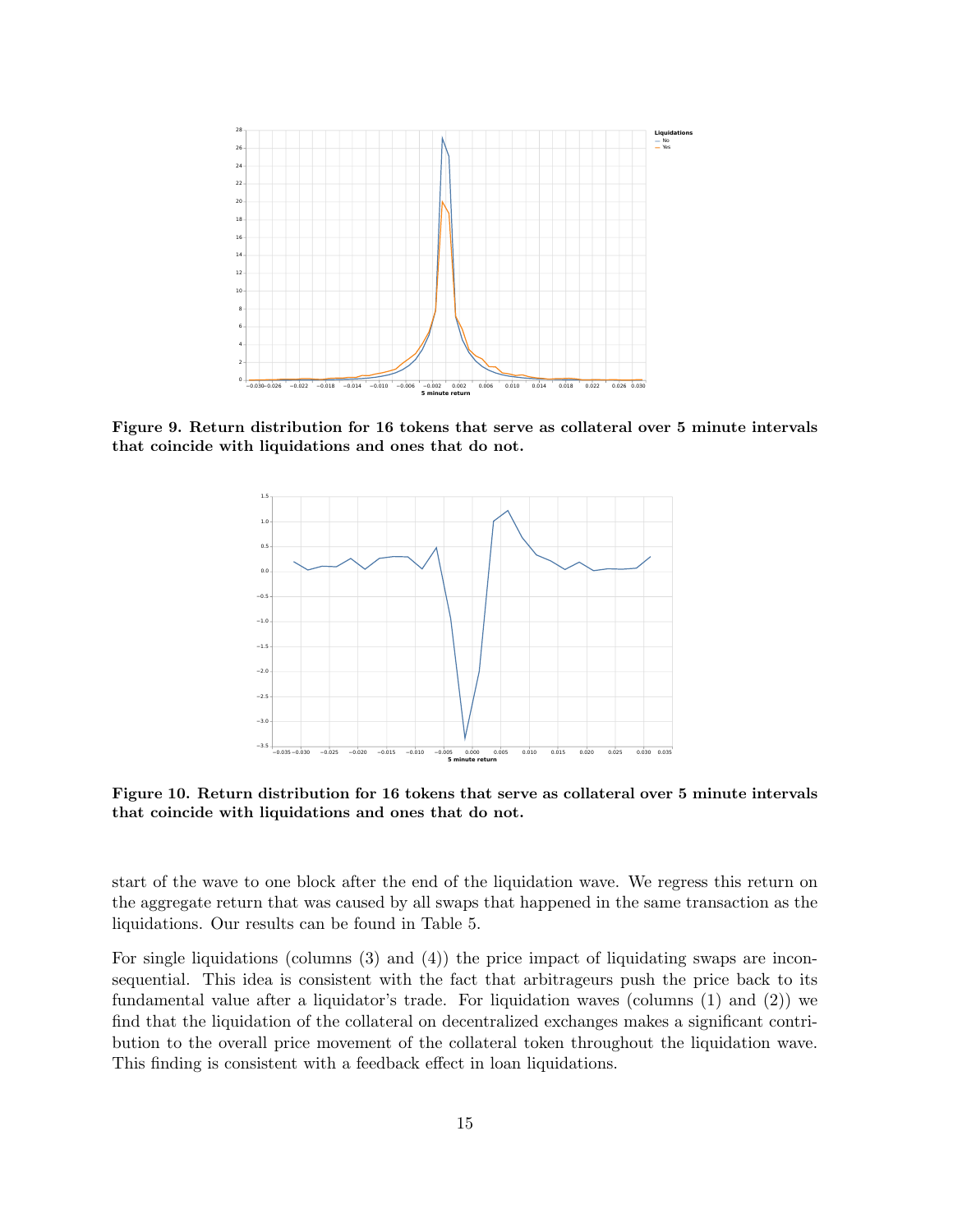28
26
24
22
20
18
16
14
12
10
8
6
4
2
0

−0.030 −0.026 −0.022 −0.018 −0.014 −0.010 −0.006 −0.002 0.002 0.006 0.010 0.014 0.018 0.022 0.026 0.030

5 minute return

Liquidations
No
Yes

**Figure 9. Return distribution for 16 tokens that serve as collateral over 5 minute intervals that coincide with liquidations and ones that do not.**

1.5
1.0
0.5
0.0
−0.5
−1.0
−1.5
−2.0
−2.5
−3.0
−3.5

−0.035 −0.030 −0.025 −0.020 −0.015 −0.010 −0.005 0.000 0.005 0.010 0.015 0.020 0.025 0.030 0.035

5 minute return

**Figure 10. Return distribution for 16 tokens that serve as collateral over 5 minute intervals that coincide with liquidations and ones that do not.**

start of the wave to one block after the end of the liquidation wave. We regress this return on the aggregate return that was caused by all swaps that happened in the same transaction as the liquidations. Our results can be found in Table 5.

For single liquidations (columns (3) and (4)) the price impact of liquidating swaps are inconsequential. This idea is consistent with the fact that arbitrageurs push the price back to its fundamental value after a liquidator's trade. For liquidation waves (columns (1) and (2)) we find that the liquidation of the collateral on decentralized exchanges makes a significant contribution to the overall price movement of the collateral token throughout the liquidation wave. This finding is consistent with a feedback effect in loan liquidations.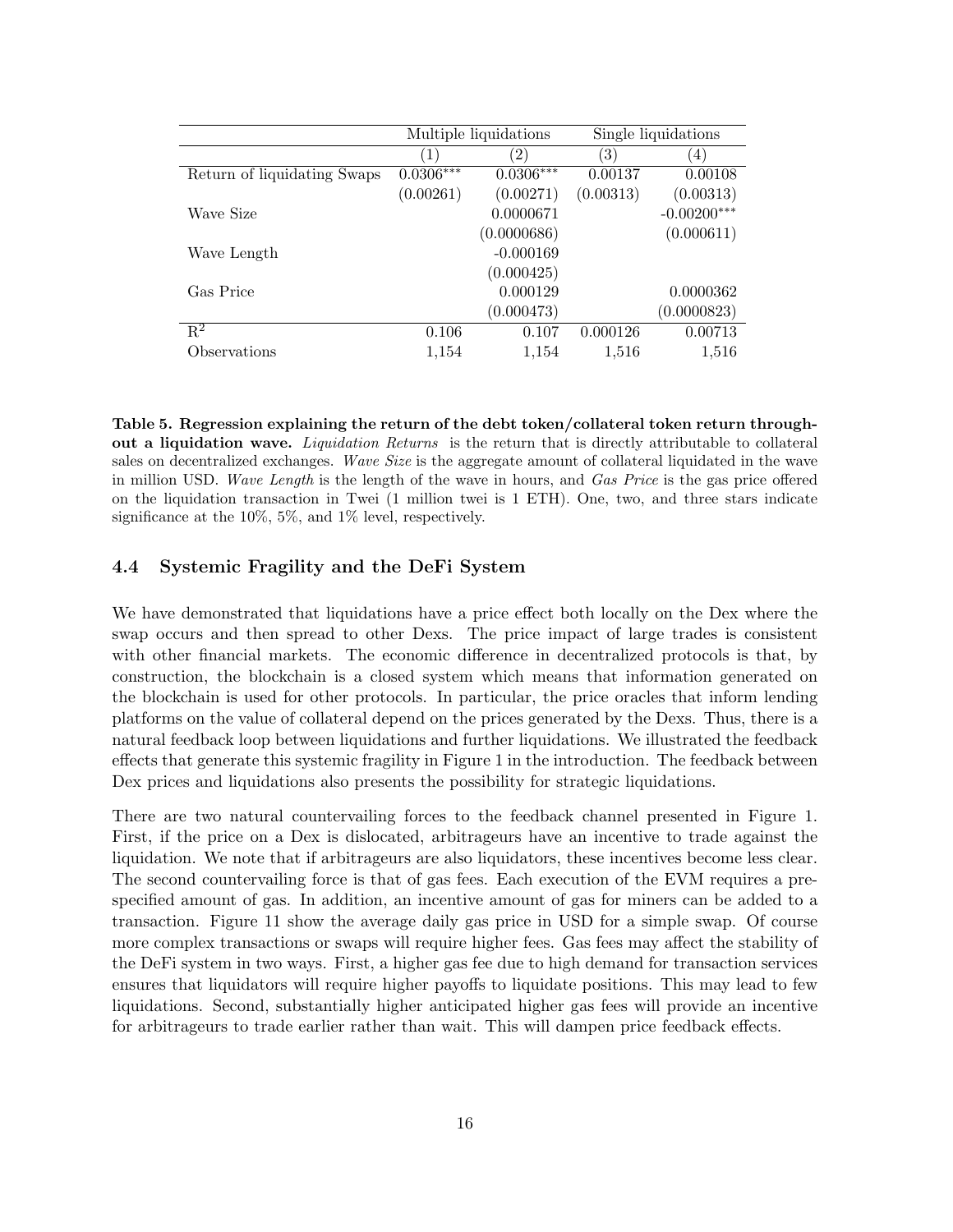| | Multiple liquidations | | Single liquidations | |
|---|---|---|---|---|
| | (1) | (2) | (3) | (4) |
| Return of liquidating Swaps | 0.0306*** | 0.0306*** | 0.00137 | 0.00108 |
| | (0.00261) | (0.00271) | (0.00313) | (0.00313) |
| Wave Size | | 0.0000671 | | -0.00200*** |
| | | (0.0000686) | | (0.000611) |
| Wave Length | | -0.000169 | | |
| | | (0.000425) | | |
| Gas Price | | 0.000129 | | 0.0000362 |
| | | (0.000473) | | (0.0000823) |
| $R^2$ | 0.106 | 0.107 | 0.000126 | 0.00713 |
| Observations | 1,154 | 1,154 | 1,516 | 1,516 |

**Table 5. Regression explaining the return of the debt token/collateral token return throughout a liquidation wave.** *Liquidation Returns* is the return that is directly attributable to collateral sales on decentralized exchanges. *Wave Size* is the aggregate amount of collateral liquidated in the wave in million USD. *Wave Length* is the length of the wave in hours, and *Gas Price* is the gas price offered on the liquidation transaction in Twei (1 million twei is 1 ETH). One, two, and three stars indicate significance at the 10%, 5%, and 1% level, respectively.

### 4.4 Systemic Fragility and the DeFi System

We have demonstrated that liquidations have a price effect both locally on the Dex where the swap occurs and then spread to other Dexs. The price impact of large trades is consistent with other financial markets. The economic difference in decentralized protocols is that, by construction, the blockchain is a closed system which means that information generated on the blockchain is used for other protocols. In particular, the price oracles that inform lending platforms on the value of collateral depend on the prices generated by the Dexs. Thus, there is a natural feedback loop between liquidations and further liquidations. We illustrated the feedback effects that generate this systemic fragility in Figure 1 in the introduction. The feedback between Dex prices and liquidations also presents the possibility for strategic liquidations.

There are two natural countervailing forces to the feedback channel presented in Figure 1. First, if the price on a Dex is dislocated, arbitrageurs have an incentive to trade against the liquidation. We note that if arbitrageurs are also liquidators, these incentives become less clear. The second countervailing force is that of gas fees. Each execution of the EVM requires a prespecified amount of gas. In addition, an incentive amount of gas for miners can be added to a transaction. Figure 11 show the average daily gas price in USD for a simple swap. Of course more complex transactions or swaps will require higher fees. Gas fees may affect the stability of the DeFi system in two ways. First, a higher gas fee due to high demand for transaction services ensures that liquidators will require higher payoffs to liquidate positions. This may lead to few liquidations. Second, substantially higher anticipated higher gas fees will provide an incentive for arbitrageurs to trade earlier rather than wait. This will dampen price feedback effects.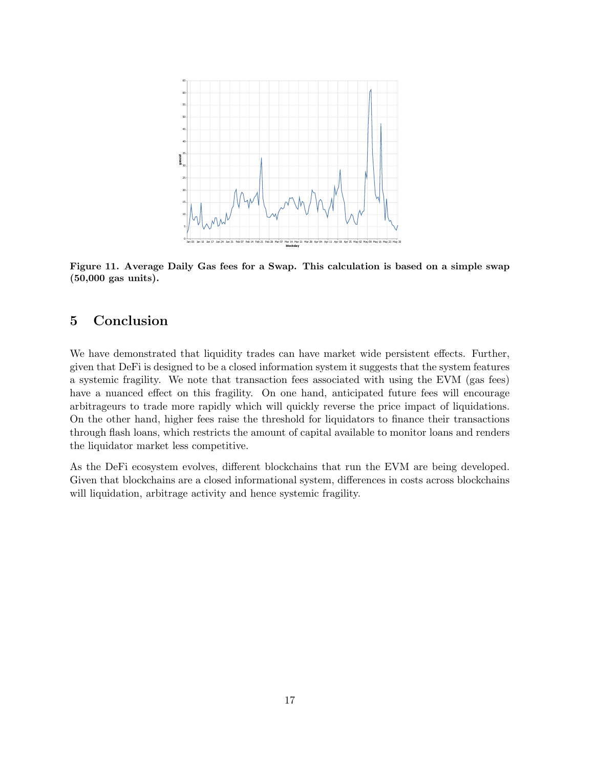65
60
55
50
45
40
35
30
25
20
15
10
5
0

gasusd

Jan 03 Jan 10 Jan 17 Jan 24 Jan 31 Feb 07 Feb 14 Feb 21 Feb 28 Mar 07 Mar 14 Mar 21 Mar 28 Apr 04 Apr 11 Apr 18 Apr 25 May 02 May 09 May 16 May 23 May 30

blockday

**Figure 11. Average Daily Gas fees for a Swap. This calculation is based on a simple swap (50,000 gas units).**

## 5 Conclusion

We have demonstrated that liquidity trades can have market wide persistent effects. Further, given that DeFi is designed to be a closed information system it suggests that the system features a systemic fragility. We note that transaction fees associated with using the EVM (gas fees) have a nuanced effect on this fragility. On one hand, anticipated future fees will encourage arbitrageurs to trade more rapidly which will quickly reverse the price impact of liquidations. On the other hand, higher fees raise the threshold for liquidators to finance their transactions through flash loans, which restricts the amount of capital available to monitor loans and renders the liquidator market less competitive.

As the DeFi ecosystem evolves, different blockchains that run the EVM are being developed. Given that blockchains are a closed informational system, differences in costs across blockchains will liquidation, arbitrage activity and hence systemic fragility.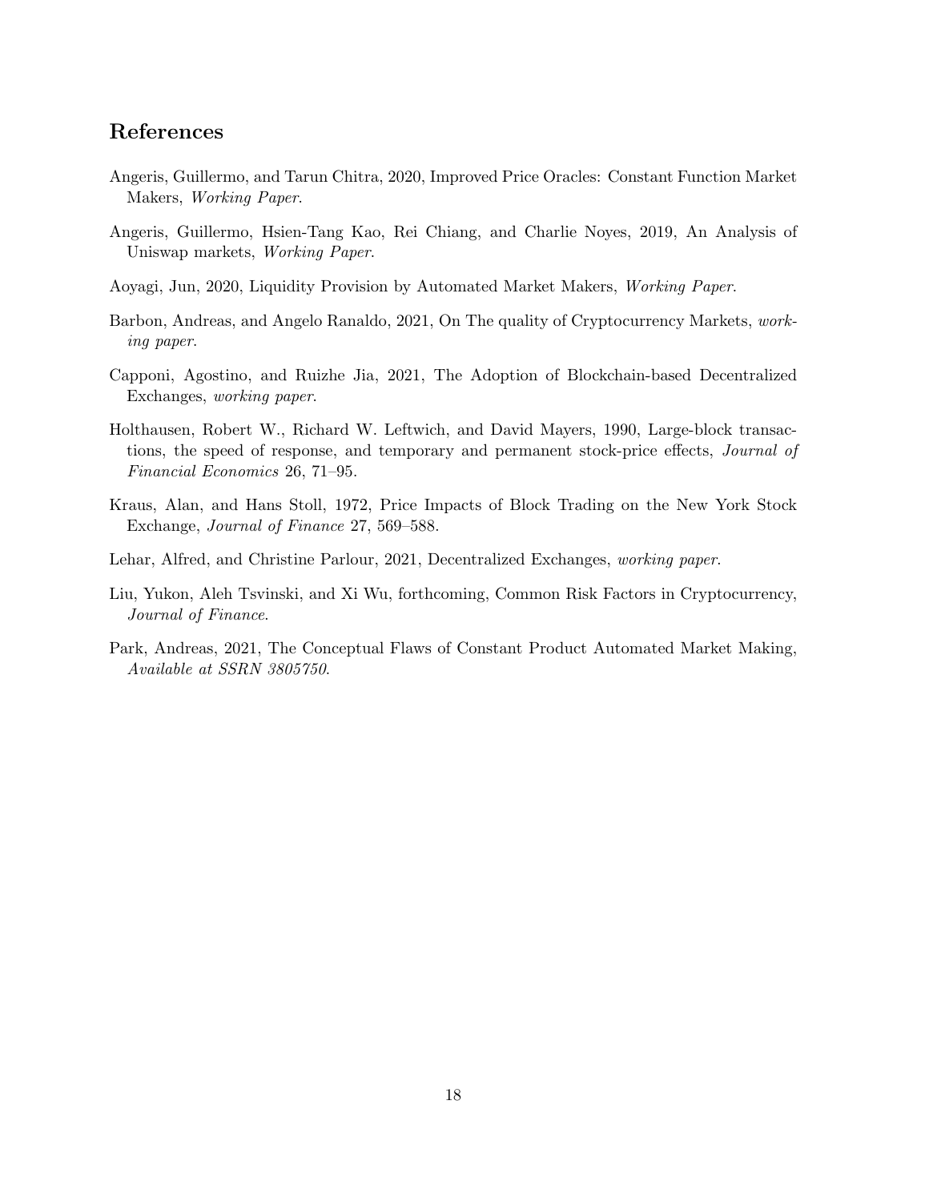# References

Angeris, Guillermo, and Tarun Chitra, 2020, Improved Price Oracles: Constant Function Market Makers, *Working Paper*.

Angeris, Guillermo, Hsien-Tang Kao, Rei Chiang, and Charlie Noyes, 2019, An Analysis of Uniswap markets, *Working Paper*.

Aoyagi, Jun, 2020, Liquidity Provision by Automated Market Makers, *Working Paper*.

Barbon, Andreas, and Angelo Ranaldo, 2021, On The quality of Cryptocurrency Markets, *working paper*.

Capponi, Agostino, and Ruizhe Jia, 2021, The Adoption of Blockchain-based Decentralized Exchanges, *working paper*.

Holthausen, Robert W., Richard W. Leftwich, and David Mayers, 1990, Large-block transactions, the speed of response, and temporary and permanent stock-price effects, *Journal of Financial Economics* 26, 71–95.

Kraus, Alan, and Hans Stoll, 1972, Price Impacts of Block Trading on the New York Stock Exchange, *Journal of Finance* 27, 569–588.

Lehar, Alfred, and Christine Parlour, 2021, Decentralized Exchanges, *working paper*.

Liu, Yukon, Aleh Tsvinski, and Xi Wu, forthcoming, Common Risk Factors in Cryptocurrency, *Journal of Finance*.

Park, Andreas, 2021, The Conceptual Flaws of Constant Product Automated Market Making, *Available at SSRN 3805750*.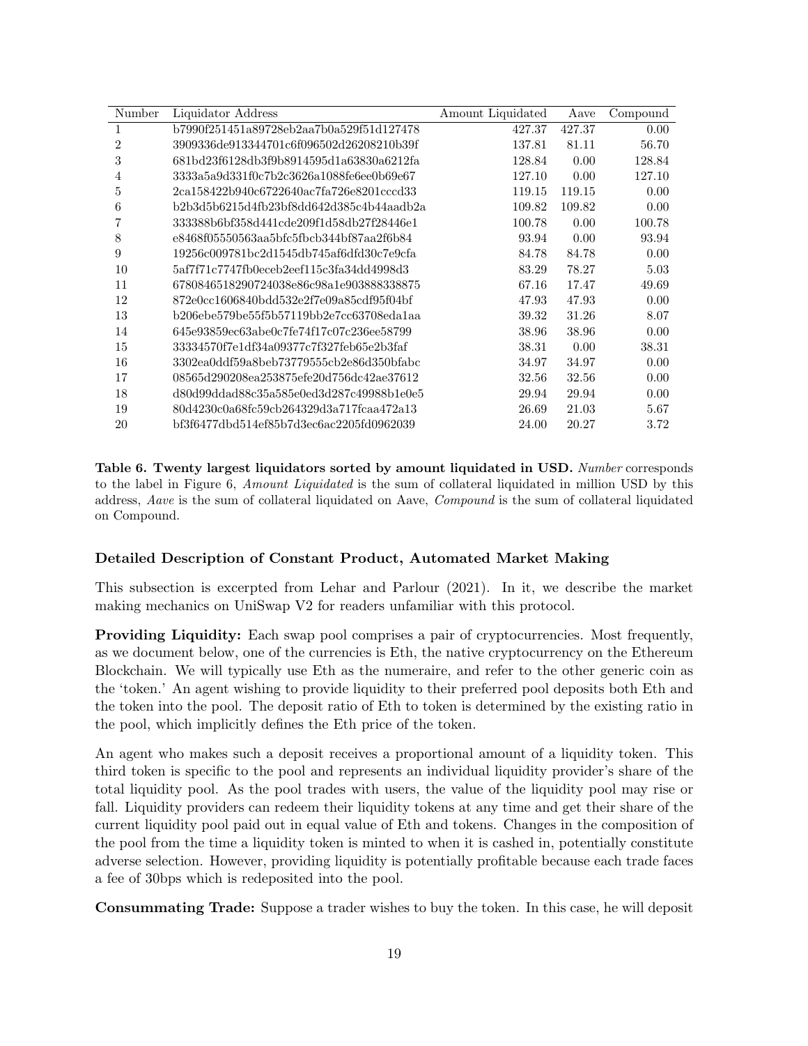| Number | Liquidator Address | Amount Liquidated | Aave | Compound |
|---|---|---|---|---|
| 1 | b7990f251451a89728eb2aa7b0a529f51d127478 | 427.37 | 427.37 | 0.00 |
| 2 | 3909336de913344701c6f096502d26208210b39f | 137.81 | 81.11 | 56.70 |
| 3 | 681bd23f6128db3f9b8914595d1a63830a6212fa | 128.84 | 0.00 | 128.84 |
| 4 | 3333a5a9d331f0c7b2c3626a1088fe6ee0b69e67 | 127.10 | 0.00 | 127.10 |
| 5 | 2ca158422b940c6722640ac7fa726e8201cccd33 | 119.15 | 119.15 | 0.00 |
| 6 | b2b3d5b6215d4fb23bf8dd642d385c4b44aadb2a | 109.82 | 109.82 | 0.00 |
| 7 | 333388b6bf358d441cde209f1d58db27f28446e1 | 100.78 | 0.00 | 100.78 |
| 8 | e8468f05550563aa5bfc5fbcb344bf87aa2f6b84 | 93.94 | 0.00 | 93.94 |
| 9 | 19256c009781bc2d1545db745af6dfd30c7e9cfa | 84.78 | 84.78 | 0.00 |
| 10 | 5af7f71c7747fb0eceb2eef115c3fa34dd4998d3 | 83.29 | 78.27 | 5.03 |
| 11 | 6780846518290724038e86c98a1e903888338875 | 67.16 | 17.47 | 49.69 |
| 12 | 872e0cc1606840bdd532e2f7e09a85cdf95f04bf | 47.93 | 47.93 | 0.00 |
| 13 | b206ebe579be55f5b57119bb2e7cc63708eda1aa | 39.32 | 31.26 | 8.07 |
| 14 | 645e93859ec63abe0c7fe74f17c07c236ee58799 | 38.96 | 38.96 | 0.00 |
| 15 | 33334570f7e1df34a09377c7f327feb65e2b3faf | 38.31 | 0.00 | 38.31 |
| 16 | 3302ea0ddf59a8beb73779555cb2e86d350bfabc | 34.97 | 34.97 | 0.00 |
| 17 | 08565d290208ea253875efe20d756dc42ae37612 | 32.56 | 32.56 | 0.00 |
| 18 | d80d99ddad88c35a585e0ed3d287c49988b1e0e5 | 29.94 | 29.94 | 0.00 |
| 19 | 80d4230c0a68fc59cb264329d3a717fcaa472a13 | 26.69 | 21.03 | 5.67 |
| 20 | bf3f6477dbd514ef85b7d3ec6ac2205fd0962039 | 24.00 | 20.27 | 3.72 |

**Table 6. Twenty largest liquidators sorted by amount liquidated in USD.** *Number* corresponds to the label in Figure 6, *Amount Liquidated* is the sum of collateral liquidated in million USD by this address, *Aave* is the sum of collateral liquidated on Aave, *Compound* is the sum of collateral liquidated on Compound.

### Detailed Description of Constant Product, Automated Market Making

This subsection is excerpted from Lehar and Parlour (2021). In it, we describe the market making mechanics on UniSwap V2 for readers unfamiliar with this protocol.

**Providing Liquidity:** Each swap pool comprises a pair of cryptocurrencies. Most frequently, as we document below, one of the currencies is Eth, the native cryptocurrency on the Ethereum Blockchain. We will typically use Eth as the numeraire, and refer to the other generic coin as the 'token.' An agent wishing to provide liquidity to their preferred pool deposits both Eth and the token into the pool. The deposit ratio of Eth to token is determined by the existing ratio in the pool, which implicitly defines the Eth price of the token.

An agent who makes such a deposit receives a proportional amount of a liquidity token. This third token is specific to the pool and represents an individual liquidity provider's share of the total liquidity pool. As the pool trades with users, the value of the liquidity pool may rise or fall. Liquidity providers can redeem their liquidity tokens at any time and get their share of the current liquidity pool paid out in equal value of Eth and tokens. Changes in the composition of the pool from the time a liquidity token is minted to when it is cashed in, potentially constitute adverse selection. However, providing liquidity is potentially profitable because each trade faces a fee of 30bps which is redeposited into the pool.

**Consummating Trade:** Suppose a trader wishes to buy the token. In this case, he will deposit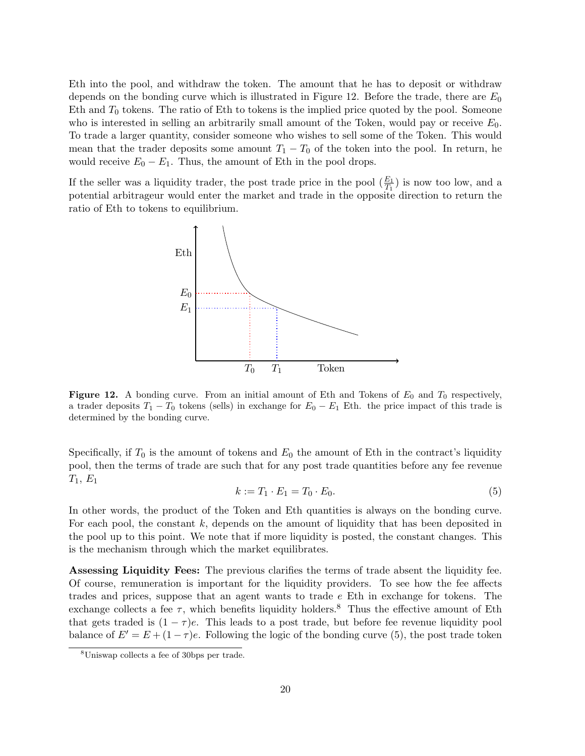Eth into the pool, and withdraw the token. The amount that he has to deposit or withdraw depends on the bonding curve which is illustrated in Figure 12. Before the trade, there are $E_0$ Eth and $T_0$ tokens. The ratio of Eth to tokens is the implied price quoted by the pool. Someone who is interested in selling an arbitrarily small amount of the Token, would pay or receive $E_0$. To trade a larger quantity, consider someone who wishes to sell some of the Token. This would mean that the trader deposits some amount $T_1 - T_0$ of the token into the pool. In return, he would receive $E_0 - E_1$. Thus, the amount of Eth in the pool drops.

If the seller was a liquidity trader, the post trade price in the pool ($\frac{E_1}{T_1}$) is now too low, and a potential arbitrageur would enter the market and trade in the opposite direction to return the ratio of Eth to tokens to equilibrium.

Eth

$E_0$

$E_1$

$T_0$

$T_1$

Token

**Figure 12.** A bonding curve. From an initial amount of Eth and Tokens of $E_0$ and $T_0$ respectively, a trader deposits $T_1 - T_0$ tokens (sells) in exchange for $E_0 - E_1$ Eth. the price impact of this trade is determined by the bonding curve.

Specifically, if $T_0$ is the amount of tokens and $E_0$ the amount of Eth in the contract's liquidity pool, then the terms of trade are such that for any post trade quantities before any fee revenue $T_1$, $E_1$

$$k := T_1 \cdot E_1 = T_0 \cdot E_0. \tag{5}$$

In other words, the product of the Token and Eth quantities is always on the bonding curve. For each pool, the constant $k$, depends on the amount of liquidity that has been deposited in the pool up to this point. We note that if more liquidity is posted, the constant changes. This is the mechanism through which the market equilibrates.

**Assessing Liquidity Fees:** The previous clarifies the terms of trade absent the liquidity fee. Of course, remuneration is important for the liquidity providers. To see how the fee affects trades and prices, suppose that an agent wants to trade $e$ Eth in exchange for tokens. The exchange collects a fee $\tau$, which benefits liquidity holders.[8] Thus the effective amount of Eth that gets traded is $(1 - \tau)e$. This leads to a post trade, but before fee revenue liquidity pool balance of $E' = E + (1 - \tau)e$. Following the logic of the bonding curve (5), the post trade token

[8]Uniswap collects a fee of 30bps per trade.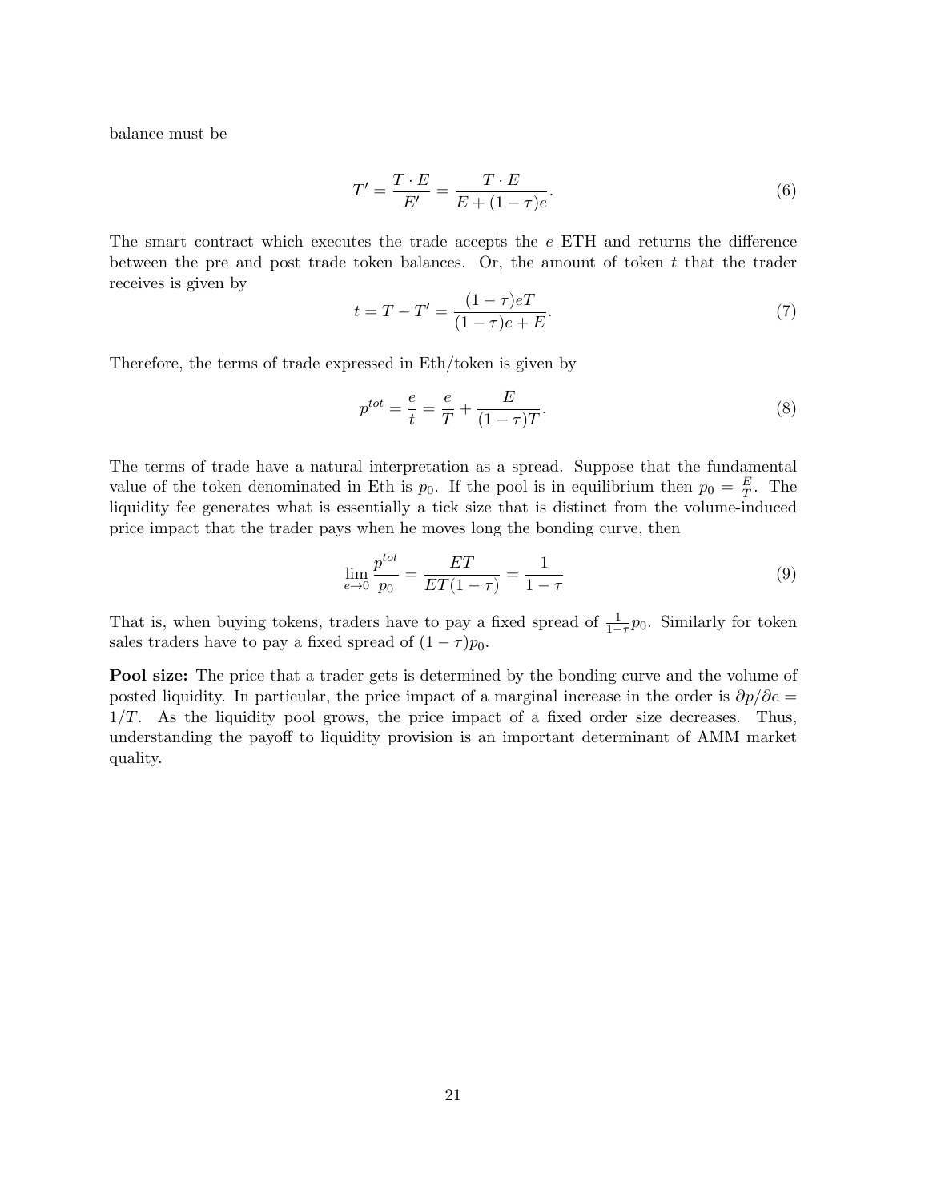balance must be

$$T' = \frac{T \cdot E}{E'} = \frac{T \cdot E}{E + (1-\tau)e}. \tag{6}$$

The smart contract which executes the trade accepts the $e$ ETH and returns the difference between the pre and post trade token balances. Or, the amount of token $t$ that the trader receives is given by

$$t = T - T' = \frac{(1-\tau)eT}{(1-\tau)e + E}. \tag{7}$$

Therefore, the terms of trade expressed in Eth/token is given by

$$p^{tot} = \frac{e}{t} = \frac{e}{T} + \frac{E}{(1-\tau)T}. \tag{8}$$

The terms of trade have a natural interpretation as a spread. Suppose that the fundamental value of the token denominated in Eth is $p_0$. If the pool is in equilibrium then $p_0 = \frac{E}{T}$. The liquidity fee generates what is essentially a tick size that is distinct from the volume-induced price impact that the trader pays when he moves long the bonding curve, then

$$\lim_{e \to 0} \frac{p^{tot}}{p_0} = \frac{ET}{ET(1-\tau)} = \frac{1}{1-\tau} \tag{9}$$

That is, when buying tokens, traders have to pay a fixed spread of $\frac{1}{1-\tau}p_0$. Similarly for token sales traders have to pay a fixed spread of $(1-\tau)p_0$.

**Pool size:** The price that a trader gets is determined by the bonding curve and the volume of posted liquidity. In particular, the price impact of a marginal increase in the order is $\partial p / \partial e = 1/T$. As the liquidity pool grows, the price impact of a fixed order size decreases. Thus, understanding the payoff to liquidity provision is an important determinant of AMM market quality.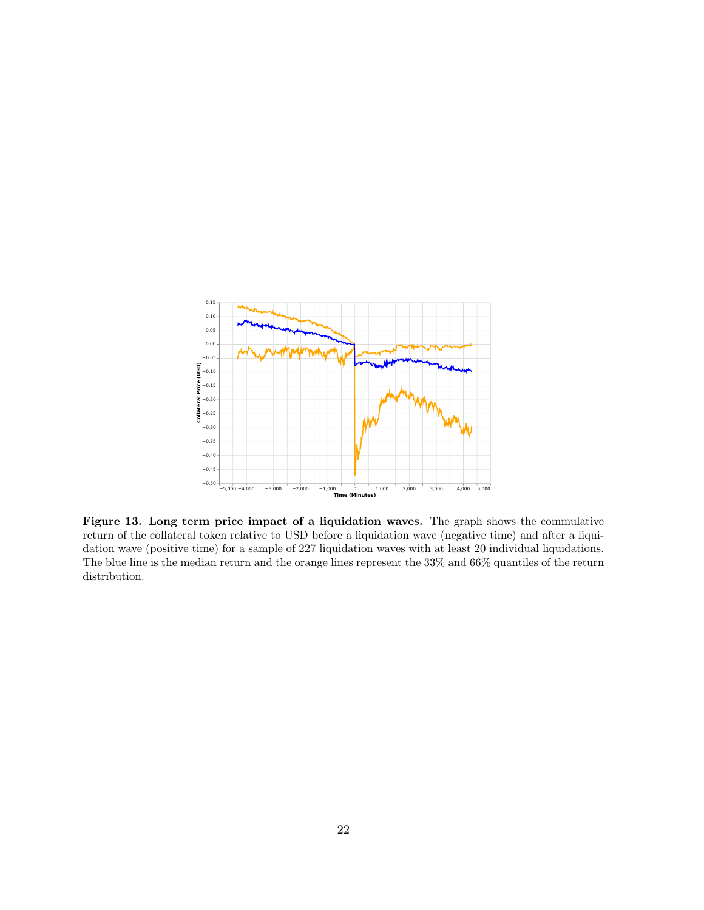0.15
0.10
0.05
0.00
−0.05
−0.10
−0.15
−0.20
−0.25
−0.30
−0.35
−0.40
−0.45
−0.50

Collateral Price (USD)

−5,000 −4,000 −3,000 −2,000 −1,000 0 1,000 2,000 3,000 4,000 5,000

Time (Minutes)

**Figure 13. Long term price impact of a liquidation waves.** The graph shows the commulative return of the collateral token relative to USD before a liquidation wave (negative time) and after a liquidation wave (positive time) for a sample of 227 liquidation waves with at least 20 individual liquidations. The blue line is the median return and the orange lines represent the 33% and 66% quantiles of the return distribution.